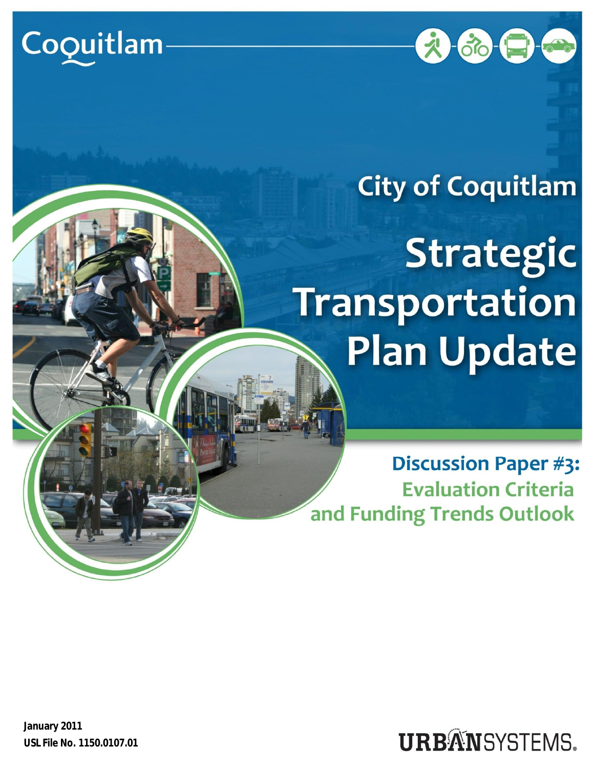Coquitlam

# City of Coquitlam

# Strategic Transportation Plan Update

## Discussion Paper #3: Evaluation Criteria and Funding Trends Outlook

**January 2011**
**USL File No. 1150.0107.01**

URBANSYSTEMS.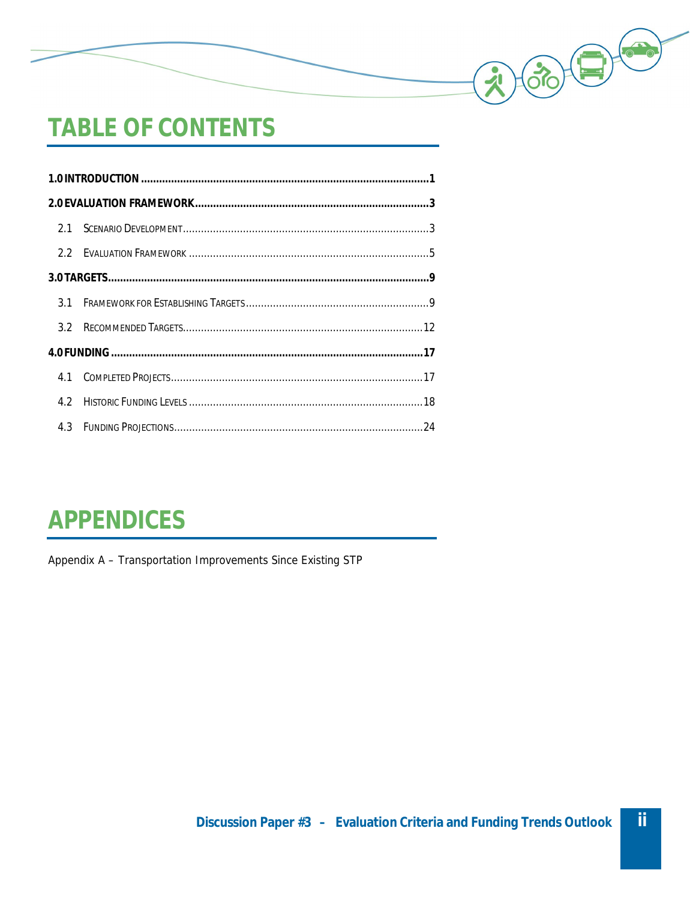# TABLE OF CONTENTS

**1.0 INTRODUCTION ............................................................................................... 1**

**2.0 EVALUATION FRAMEWORK ............................................................................ 3**

2.1 Scenario Development ................................................................................. 3

2.2 Evaluation Framework ................................................................................ 5

**3.0 TARGETS ..................................................................................................... 9**

3.1 Framework for Establishing Targets ............................................................ 9

3.2 Recommended Targets ............................................................................... 12

**4.0 FUNDING .................................................................................................... 17**

4.1 Completed Projects ................................................................................... 17

4.2 Historic Funding Levels ............................................................................. 18

4.3 Funding Projections .................................................................................. 24

# APPENDICES

Appendix A – Transportation Improvements Since Existing STP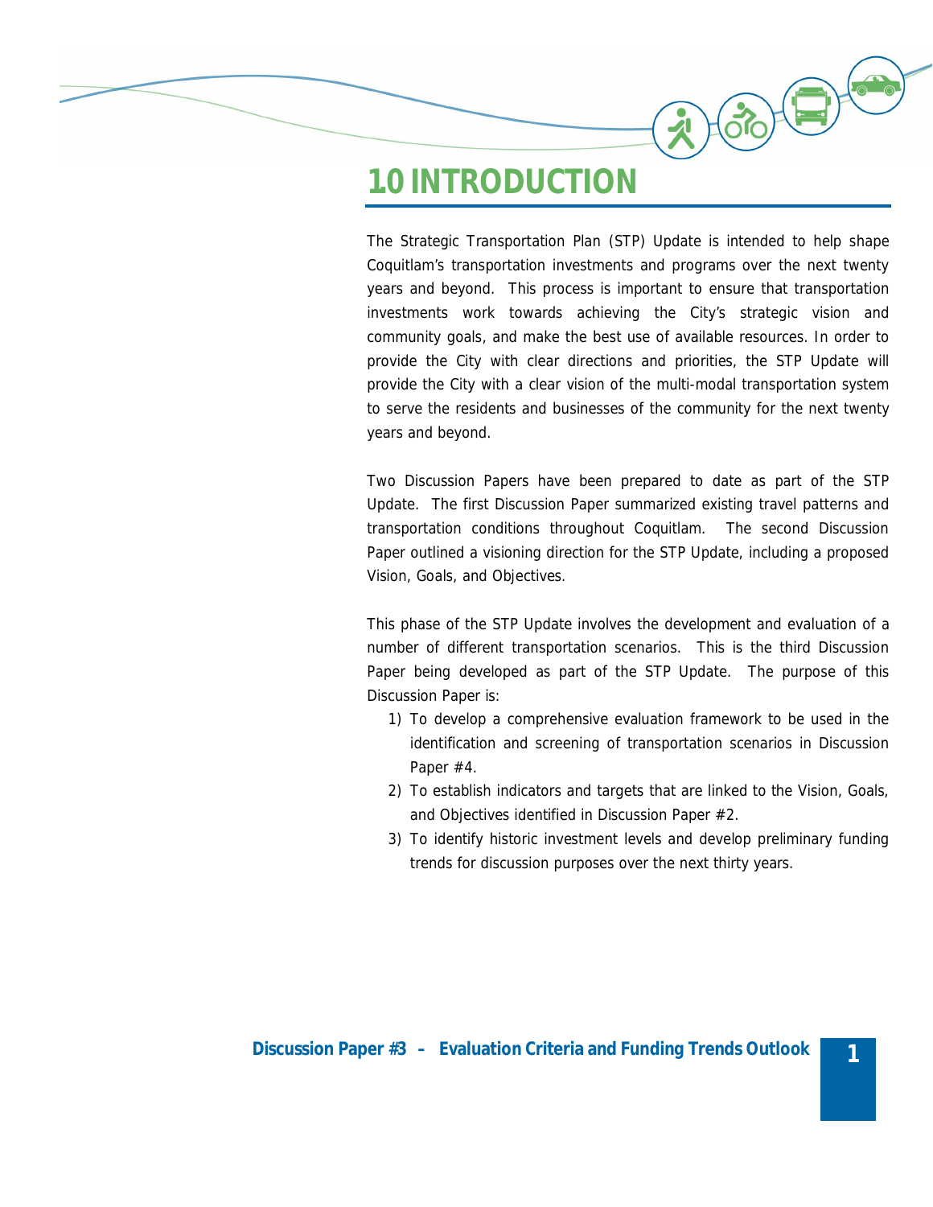# 1.0 INTRODUCTION

The Strategic Transportation Plan (STP) Update is intended to help shape Coquitlam's transportation investments and programs over the next twenty years and beyond. This process is important to ensure that transportation investments work towards achieving the City's strategic vision and community goals, and make the best use of available resources. In order to provide the City with clear directions and priorities, the STP Update will provide the City with a clear vision of the multi-modal transportation system to serve the residents and businesses of the community for the next twenty years and beyond.

Two Discussion Papers have been prepared to date as part of the STP Update. The first Discussion Paper summarized existing travel patterns and transportation conditions throughout Coquitlam. The second Discussion Paper outlined a visioning direction for the STP Update, including a proposed Vision, Goals, and Objectives.

This phase of the STP Update involves the development and evaluation of a number of different transportation scenarios. This is the third Discussion Paper being developed as part of the STP Update. The purpose of this Discussion Paper is:

1) To develop a comprehensive evaluation framework to be used in the identification and screening of transportation scenarios in Discussion Paper #4.
2) To establish indicators and targets that are linked to the Vision, Goals, and Objectives identified in Discussion Paper #2.
3) To identify historic investment levels and develop preliminary funding trends for discussion purposes over the next thirty years.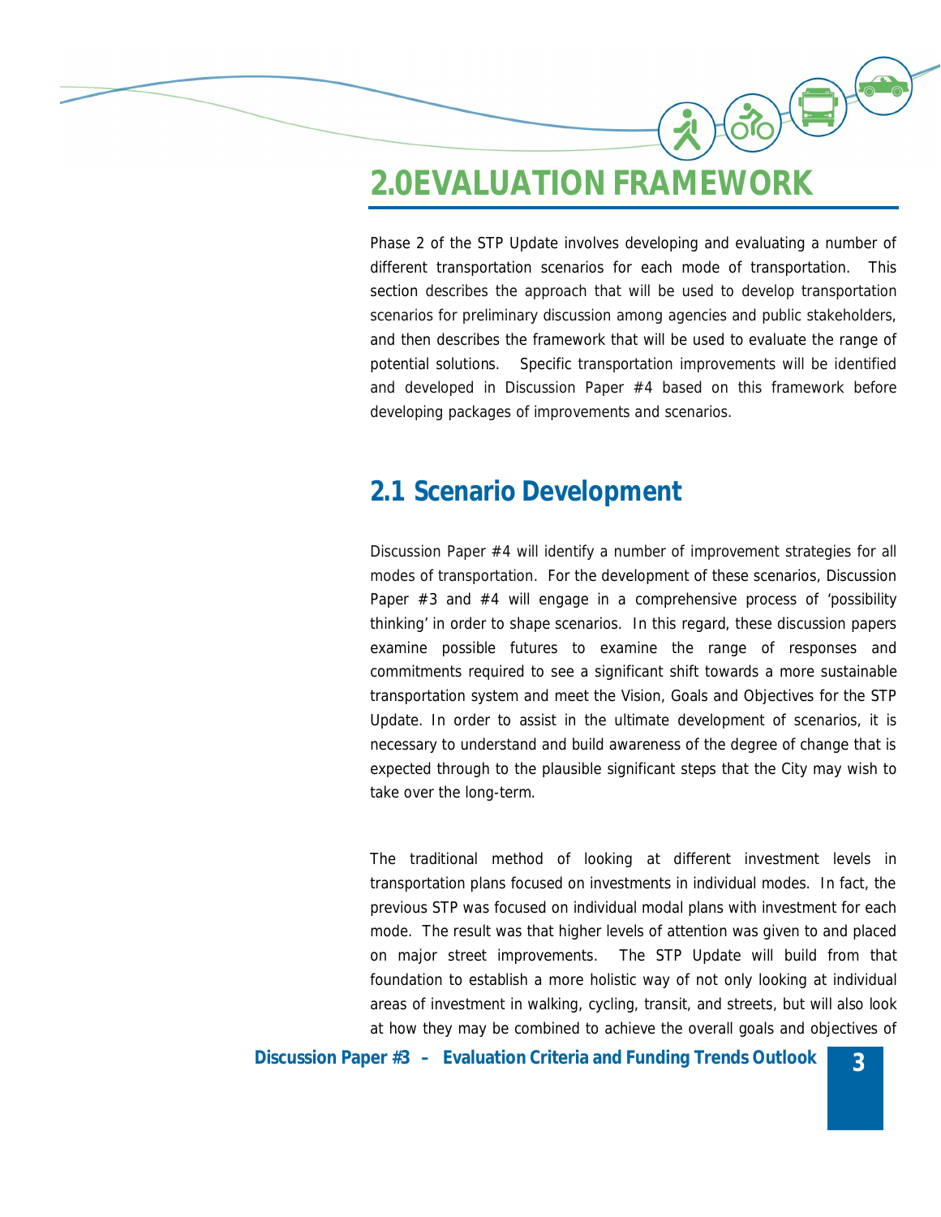# 2.0EVALUATION FRAMEWORK

Phase 2 of the STP Update involves developing and evaluating a number of different transportation scenarios for each mode of transportation. This section describes the approach that will be used to develop transportation scenarios for preliminary discussion among agencies and public stakeholders, and then describes the framework that will be used to evaluate the range of potential solutions. Specific transportation improvements will be identified and developed in Discussion Paper #4 based on this framework before developing packages of improvements and scenarios.

## 2.1 Scenario Development

Discussion Paper #4 will identify a number of improvement strategies for all modes of transportation. For the development of these scenarios, Discussion Paper #3 and #4 will engage in a comprehensive process of 'possibility thinking' in order to shape scenarios. In this regard, these discussion papers examine possible futures to examine the range of responses and commitments required to see a significant shift towards a more sustainable transportation system and meet the Vision, Goals and Objectives for the STP Update. In order to assist in the ultimate development of scenarios, it is necessary to understand and build awareness of the degree of change that is expected through to the plausible significant steps that the City may wish to take over the long-term.

The traditional method of looking at different investment levels in transportation plans focused on investments in individual modes. In fact, the previous STP was focused on individual modal plans with investment for each mode. The result was that higher levels of attention was given to and placed on major street improvements. The STP Update will build from that foundation to establish a more holistic way of not only looking at individual areas of investment in walking, cycling, transit, and streets, but will also look at how they may be combined to achieve the overall goals and objectives of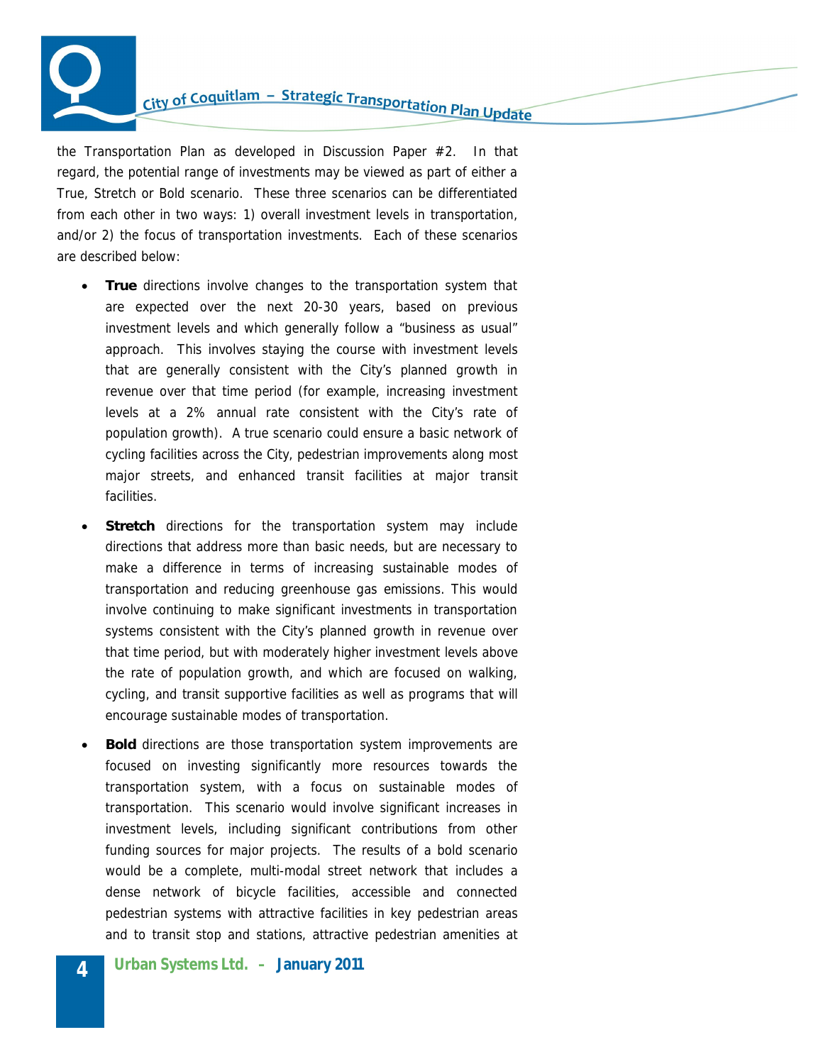the Transportation Plan as developed in Discussion Paper #2. In that regard, the potential range of investments may be viewed as part of either a True, Stretch or Bold scenario. These three scenarios can be differentiated from each other in two ways: 1) overall investment levels in transportation, and/or 2) the focus of transportation investments. Each of these scenarios are described below:

- **True** directions involve changes to the transportation system that are expected over the next 20-30 years, based on previous investment levels and which generally follow a "business as usual" approach. This involves staying the course with investment levels that are generally consistent with the City's planned growth in revenue over that time period (for example, increasing investment levels at a 2% annual rate consistent with the City's rate of population growth). A true scenario could ensure a basic network of cycling facilities across the City, pedestrian improvements along most major streets, and enhanced transit facilities at major transit facilities.
- **Stretch** directions for the transportation system may include directions that address more than basic needs, but are necessary to make a difference in terms of increasing sustainable modes of transportation and reducing greenhouse gas emissions. This would involve continuing to make significant investments in transportation systems consistent with the City's planned growth in revenue over that time period, but with moderately higher investment levels above the rate of population growth, and which are focused on walking, cycling, and transit supportive facilities as well as programs that will encourage sustainable modes of transportation.
- **Bold** directions are those transportation system improvements are focused on investing significantly more resources towards the transportation system, with a focus on sustainable modes of transportation. This scenario would involve significant increases in investment levels, including significant contributions from other funding sources for major projects. The results of a bold scenario would be a complete, multi-modal street network that includes a dense network of bicycle facilities, accessible and connected pedestrian systems with attractive facilities in key pedestrian areas and to transit stop and stations, attractive pedestrian amenities at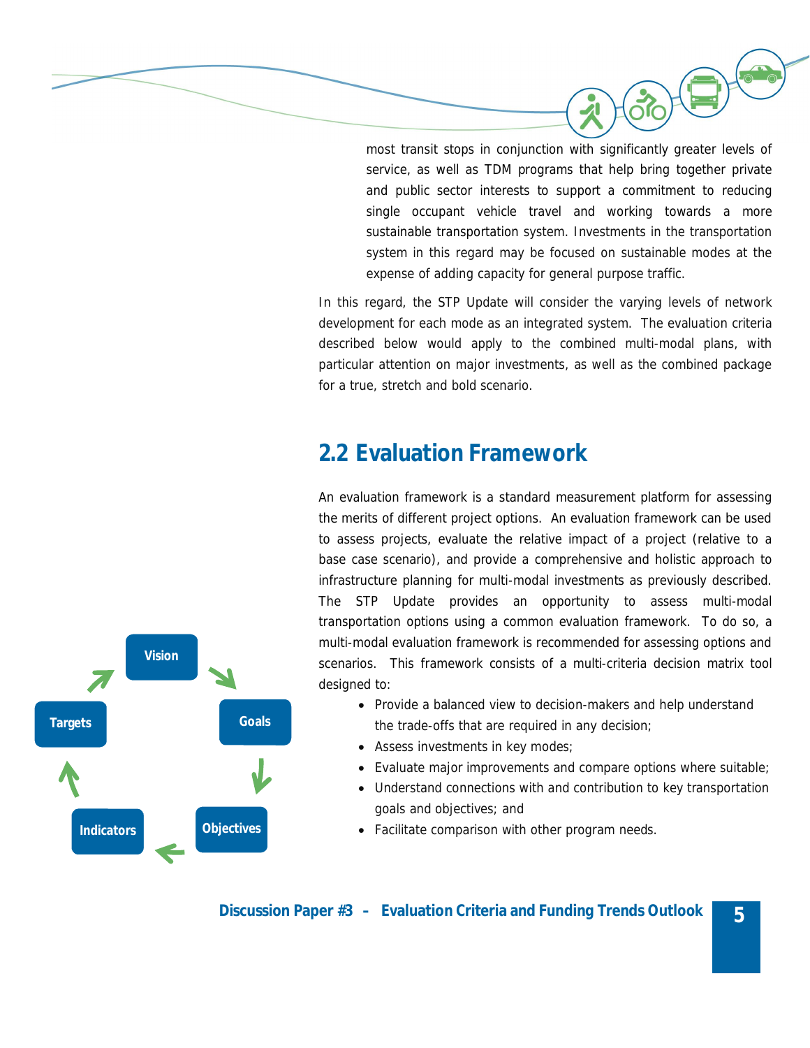most transit stops in conjunction with significantly greater levels of service, as well as TDM programs that help bring together private and public sector interests to support a commitment to reducing single occupant vehicle travel and working towards a more sustainable transportation system. Investments in the transportation system in this regard may be focused on sustainable modes at the expense of adding capacity for general purpose traffic.

In this regard, the STP Update will consider the varying levels of network development for each mode as an integrated system. The evaluation criteria described below would apply to the combined multi-modal plans, with particular attention on major investments, as well as the combined package for a true, stretch and bold scenario.

## 2.2 Evaluation Framework

An evaluation framework is a standard measurement platform for assessing the merits of different project options. An evaluation framework can be used to assess projects, evaluate the relative impact of a project (relative to a base case scenario), and provide a comprehensive and holistic approach to infrastructure planning for multi-modal investments as previously described. The STP Update provides an opportunity to assess multi-modal transportation options using a common evaluation framework. To do so, a multi-modal evaluation framework is recommended for assessing options and scenarios. This framework consists of a multi-criteria decision matrix tool designed to:

- Provide a balanced view to decision-makers and help understand the trade-offs that are required in any decision;
- Assess investments in key modes;
- Evaluate major improvements and compare options where suitable;
- Understand connections with and contribution to key transportation goals and objectives; and
- Facilitate comparison with other program needs.

Vision
Goals
Objectives
Indicators
Targets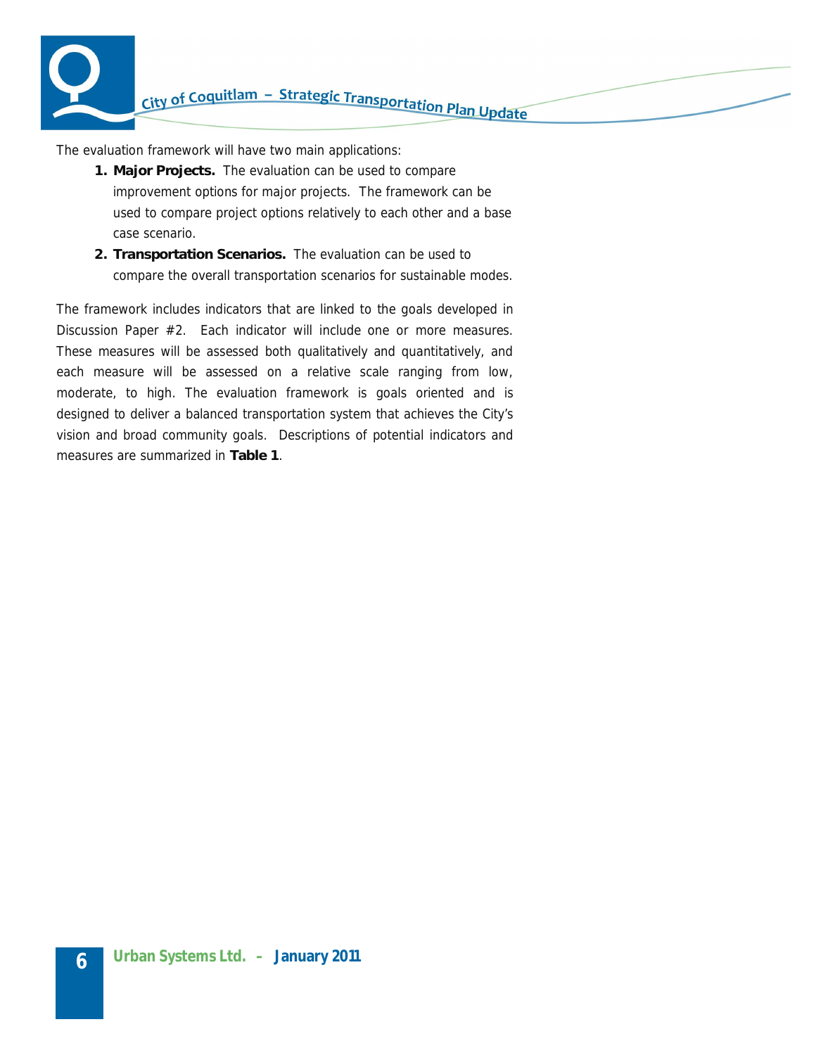The evaluation framework will have two main applications:

1. **Major Projects.** The evaluation can be used to compare improvement options for major projects. The framework can be used to compare project options relatively to each other and a base case scenario.
2. **Transportation Scenarios.** The evaluation can be used to compare the overall transportation scenarios for sustainable modes.

The framework includes indicators that are linked to the goals developed in Discussion Paper #2. Each indicator will include one or more measures. These measures will be assessed both qualitatively and quantitatively, and each measure will be assessed on a relative scale ranging from low, moderate, to high. The evaluation framework is goals oriented and is designed to deliver a balanced transportation system that achieves the City's vision and broad community goals. Descriptions of potential indicators and measures are summarized in **Table 1**.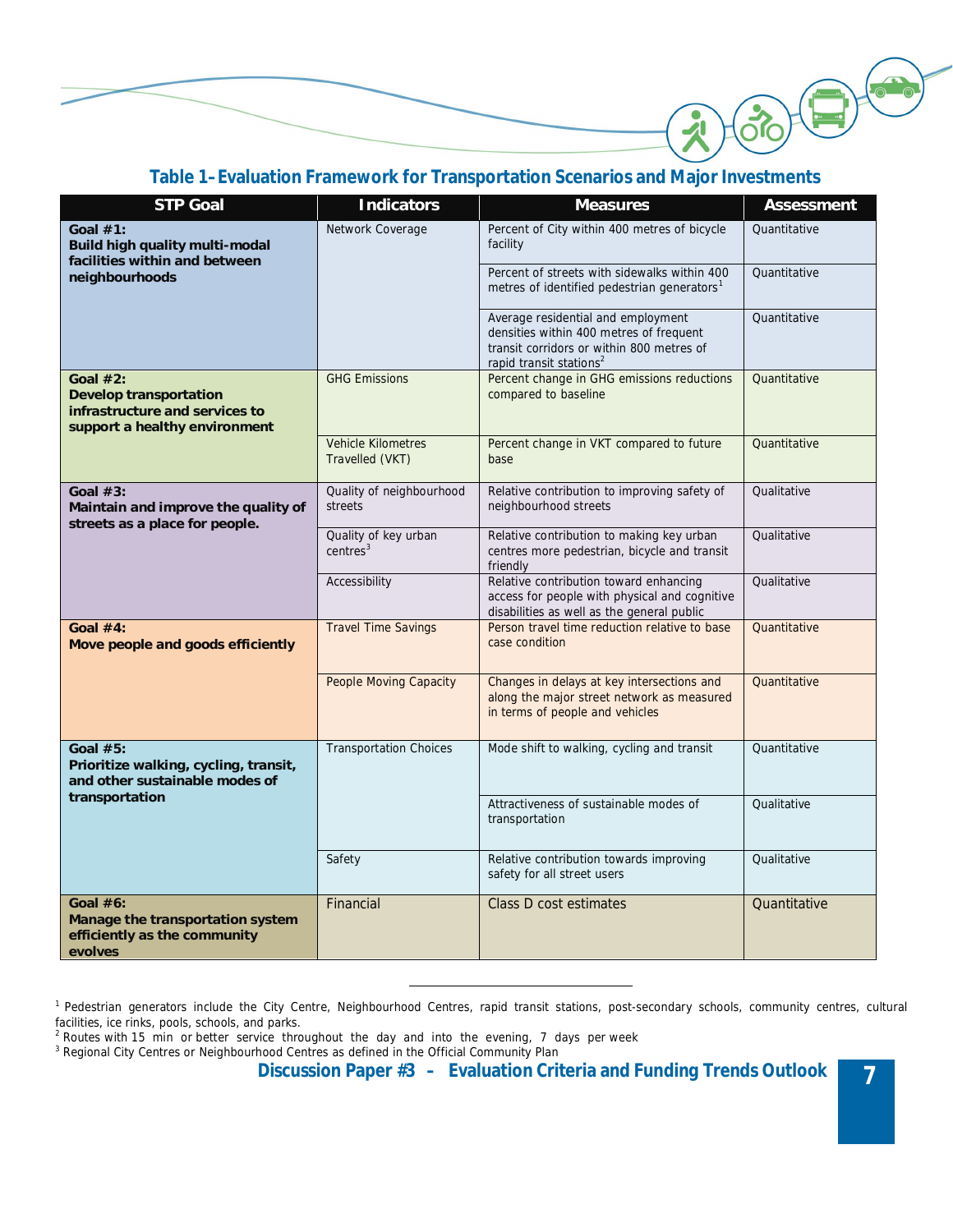## Table 1– Evaluation Framework for Transportation Scenarios and Major Investments

| STP Goal | Indicators | Measures | Assessment |
|---|---|---|---|
| **Goal #1: Build high quality multi-modal facilities within and between neighbourhoods** | Network Coverage | Percent of City within 400 metres of bicycle facility | Quantitative |
| | | Percent of streets with sidewalks within 400 metres of identified pedestrian generators[1] | Quantitative |
| | | Average residential and employment densities within 400 metres of frequent transit corridors or within 800 metres of rapid transit stations[2] | Quantitative |
| **Goal #2: Develop transportation infrastructure and services to support a healthy environment** | GHG Emissions | Percent change in GHG emissions reductions compared to baseline | Quantitative |
| | Vehicle Kilometres Travelled (VKT) | Percent change in VKT compared to future base | Quantitative |
| **Goal #3: Maintain and improve the quality of streets as a place for people.** | Quality of neighbourhood streets | Relative contribution to improving safety of neighbourhood streets | Qualitative |
| | Quality of key urban centres[3] | Relative contribution to making key urban centres more pedestrian, bicycle and transit friendly | Qualitative |
| | Accessibility | Relative contribution toward enhancing access for people with physical and cognitive disabilities as well as the general public | Qualitative |
| **Goal #4: Move people and goods efficiently** | Travel Time Savings | Person travel time reduction relative to base case condition | Quantitative |
| | People Moving Capacity | Changes in delays at key intersections and along the major street network as measured in terms of people and vehicles | Quantitative |
| **Goal #5: Prioritize walking, cycling, transit, and other sustainable modes of transportation** | Transportation Choices | Mode shift to walking, cycling and transit | Quantitative |
| | | Attractiveness of sustainable modes of transportation | Qualitative |
| | Safety | Relative contribution towards improving safety for all street users | Qualitative |
| **Goal #6: Manage the transportation system efficiently as the community evolves** | Financial | Class D cost estimates | Quantitative |

[1] Pedestrian generators include the City Centre, Neighbourhood Centres, rapid transit stations, post-secondary schools, community centres, cultural facilities, ice rinks, pools, schools, and parks.

[2] Routes with 15 min or better service throughout the day and into the evening, 7 days per week

[3] Regional City Centres or Neighbourhood Centres as defined in the Official Community Plan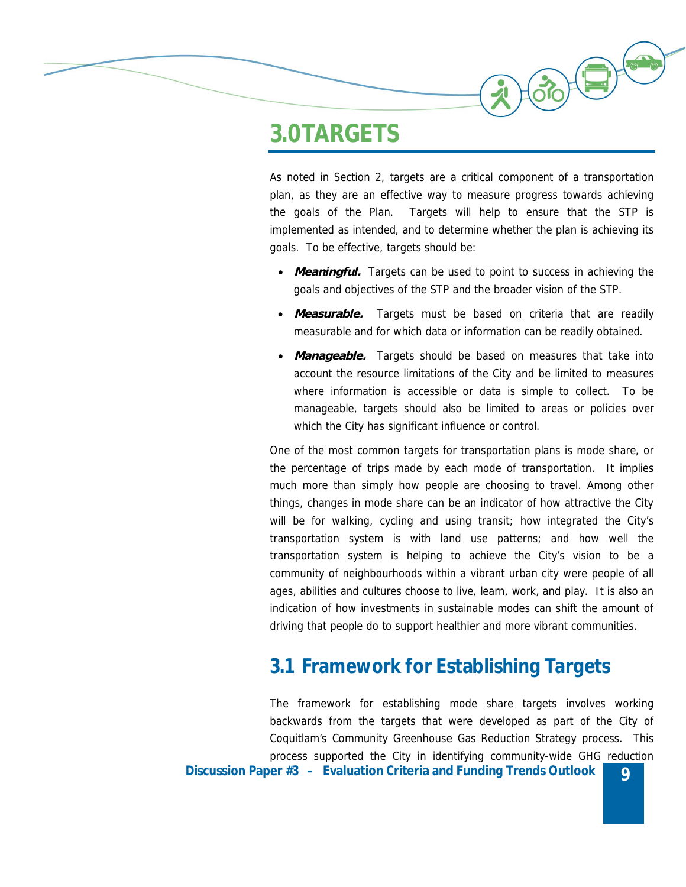# 3.0TARGETS

As noted in Section 2, targets are a critical component of a transportation plan, as they are an effective way to measure progress towards achieving the goals of the Plan. Targets will help to ensure that the STP is implemented as intended, and to determine whether the plan is achieving its goals. To be effective, targets should be:

- ***Meaningful.*** Targets can be used to point to success in achieving the goals and objectives of the STP and the broader vision of the STP.
- ***Measurable.*** Targets must be based on criteria that are readily measurable and for which data or information can be readily obtained.
- ***Manageable.*** Targets should be based on measures that take into account the resource limitations of the City and be limited to measures where information is accessible or data is simple to collect. To be manageable, targets should also be limited to areas or policies over which the City has significant influence or control.

One of the most common targets for transportation plans is mode share, or the percentage of trips made by each mode of transportation. It implies much more than simply how people are choosing to travel. Among other things, changes in mode share can be an indicator of how attractive the City will be for walking, cycling and using transit; how integrated the City's transportation system is with land use patterns; and how well the transportation system is helping to achieve the City's vision to be a community of neighbourhoods within a vibrant urban city were people of all ages, abilities and cultures choose to live, learn, work, and play. It is also an indication of how investments in sustainable modes can shift the amount of driving that people do to support healthier and more vibrant communities.

## 3.1 Framework for Establishing Targets

The framework for establishing mode share targets involves working backwards from the targets that were developed as part of the City of Coquitlam's Community Greenhouse Gas Reduction Strategy process. This process supported the City in identifying community-wide GHG reduction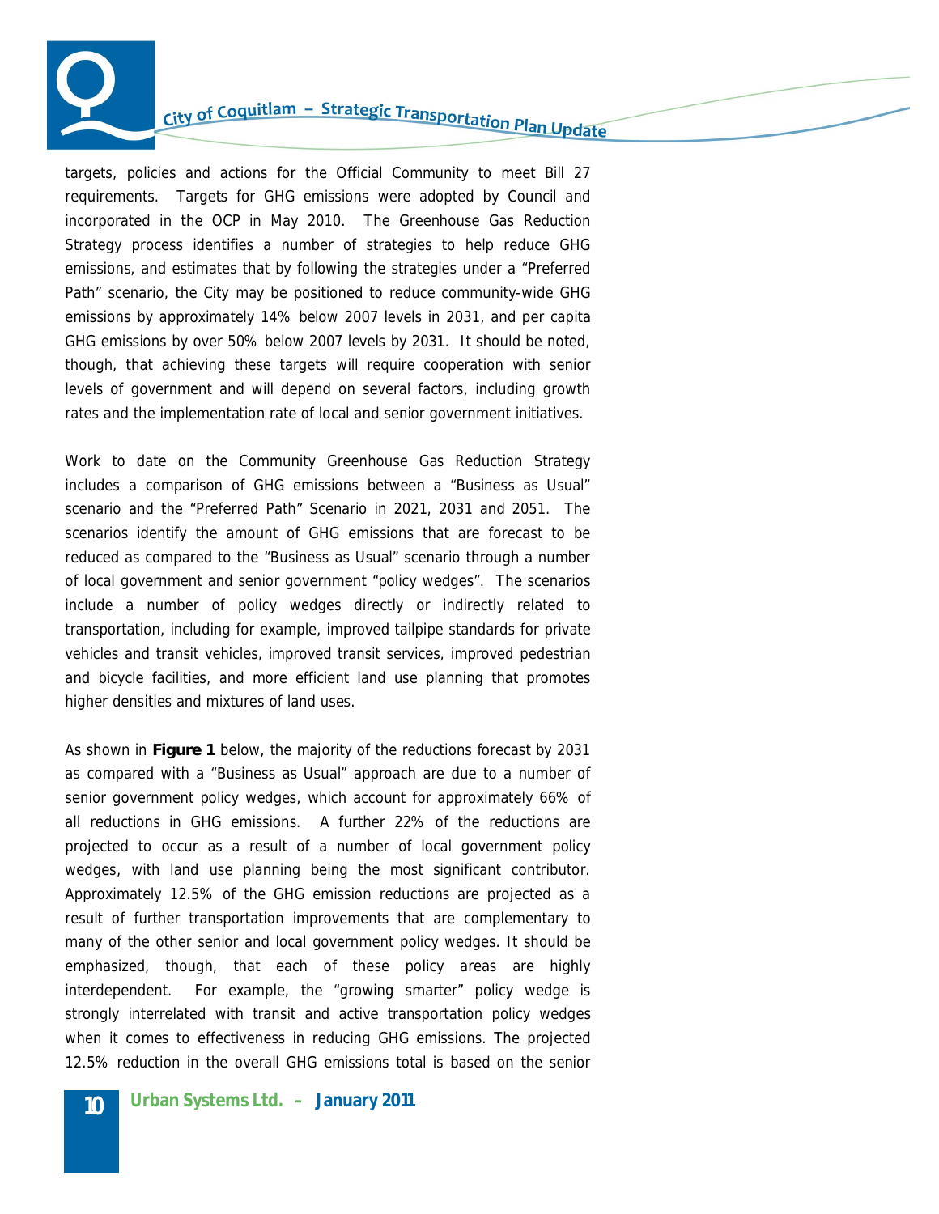targets, policies and actions for the Official Community to meet Bill 27 requirements. Targets for GHG emissions were adopted by Council and incorporated in the OCP in May 2010. The Greenhouse Gas Reduction Strategy process identifies a number of strategies to help reduce GHG emissions, and estimates that by following the strategies under a "Preferred Path" scenario, the City may be positioned to reduce community-wide GHG emissions by approximately 14% below 2007 levels in 2031, and per capita GHG emissions by over 50% below 2007 levels by 2031. It should be noted, though, that achieving these targets will require cooperation with senior levels of government and will depend on several factors, including growth rates and the implementation rate of local and senior government initiatives.

Work to date on the Community Greenhouse Gas Reduction Strategy includes a comparison of GHG emissions between a "Business as Usual" scenario and the "Preferred Path" Scenario in 2021, 2031 and 2051. The scenarios identify the amount of GHG emissions that are forecast to be reduced as compared to the "Business as Usual" scenario through a number of local government and senior government "policy wedges". The scenarios include a number of policy wedges directly or indirectly related to transportation, including for example, improved tailpipe standards for private vehicles and transit vehicles, improved transit services, improved pedestrian and bicycle facilities, and more efficient land use planning that promotes higher densities and mixtures of land uses.

As shown in **Figure 1** below, the majority of the reductions forecast by 2031 as compared with a "Business as Usual" approach are due to a number of senior government policy wedges, which account for approximately 66% of all reductions in GHG emissions. A further 22% of the reductions are projected to occur as a result of a number of local government policy wedges, with land use planning being the most significant contributor. Approximately 12.5% of the GHG emission reductions are projected as a result of further transportation improvements that are complementary to many of the other senior and local government policy wedges. It should be emphasized, though, that each of these policy areas are highly interdependent. For example, the "growing smarter" policy wedge is strongly interrelated with transit and active transportation policy wedges when it comes to effectiveness in reducing GHG emissions. The projected 12.5% reduction in the overall GHG emissions total is based on the senior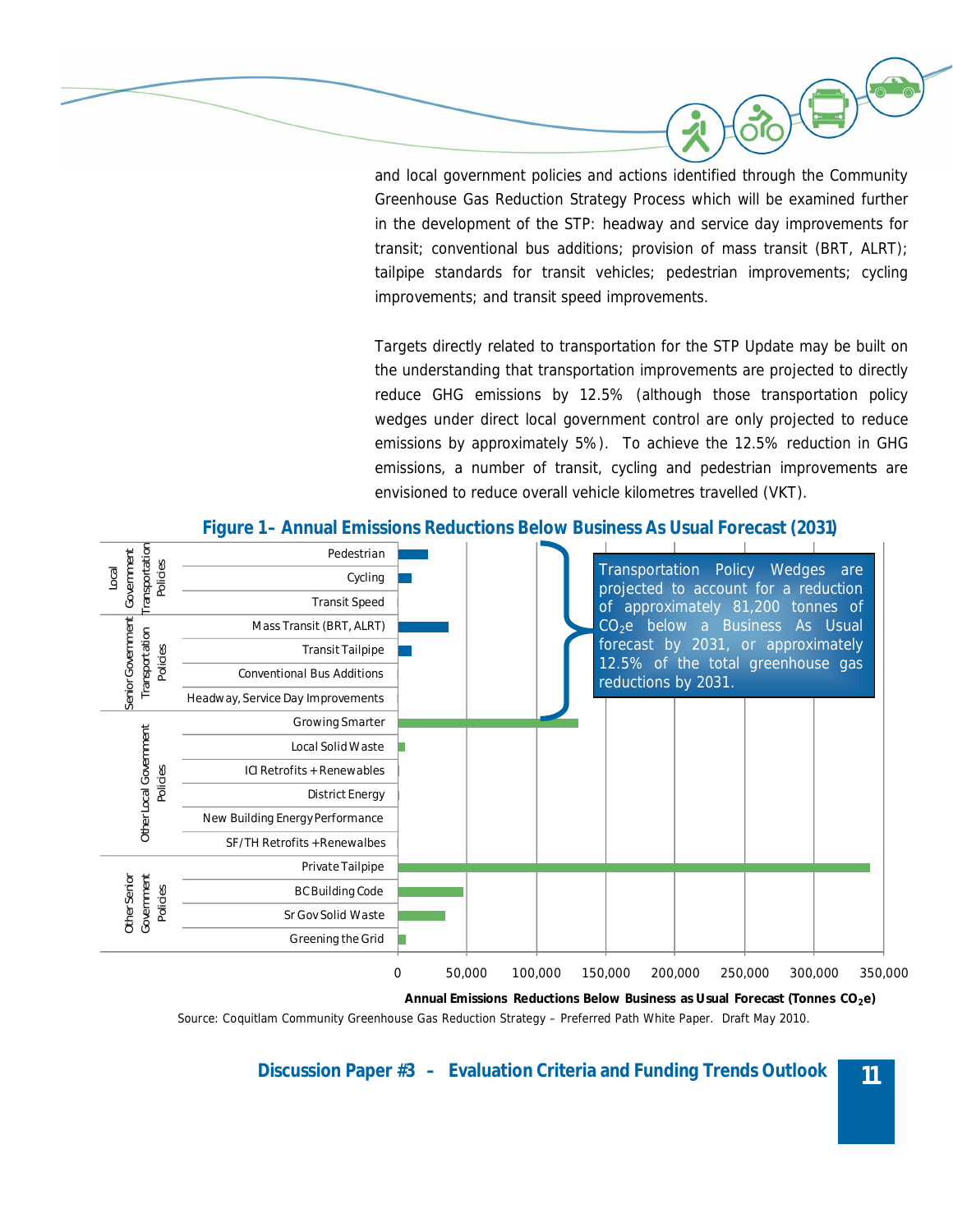and local government policies and actions identified through the Community Greenhouse Gas Reduction Strategy Process which will be examined further in the development of the STP: headway and service day improvements for transit; conventional bus additions; provision of mass transit (BRT, ALRT); tailpipe standards for transit vehicles; pedestrian improvements; cycling improvements; and transit speed improvements.

Targets directly related to transportation for the STP Update may be built on the understanding that transportation improvements are projected to directly reduce GHG emissions by 12.5% (although those transportation policy wedges under direct local government control are only projected to reduce emissions by approximately 5%). To achieve the 12.5% reduction in GHG emissions, a number of transit, cycling and pedestrian improvements are envisioned to reduce overall vehicle kilometres travelled (VKT).

**Figure 1– Annual Emissions Reductions Below Business As Usual Forecast (2031)**

Local Government Transportation Policies

Pedestrian

Cycling

Transit Speed

Senior Government Transportation Policies

Mass Transit (BRT, ALRT)

Transit Tailpipe

Conventional Bus Additions

Headway, Service Day Improvements

Other Local Government Policies

Growing Smarter

Local Solid Waste

ICI Retrofits + Renewables

District Energy

New Building Energy Performance

SF/TH Retrofits +Renewalbes

Other Senior Government Policies

Private Tailpipe

BC Building Code

Sr Gov Solid Waste

Greening the Grid

0 50,000 100,000 150,000 200,000 250,000 300,000 350,000

Annual Emissions Reductions Below Business as Usual Forecast (Tonnes $CO_2$e)

Transportation Policy Wedges are projected to account for a reduction of approximately 81,200 tonnes of $CO_2$e below a Business As Usual forecast by 2031, or approximately 12.5% of the total greenhouse gas reductions by 2031.

Source: Coquitlam Community Greenhouse Gas Reduction Strategy – Preferred Path White Paper. Draft May 2010.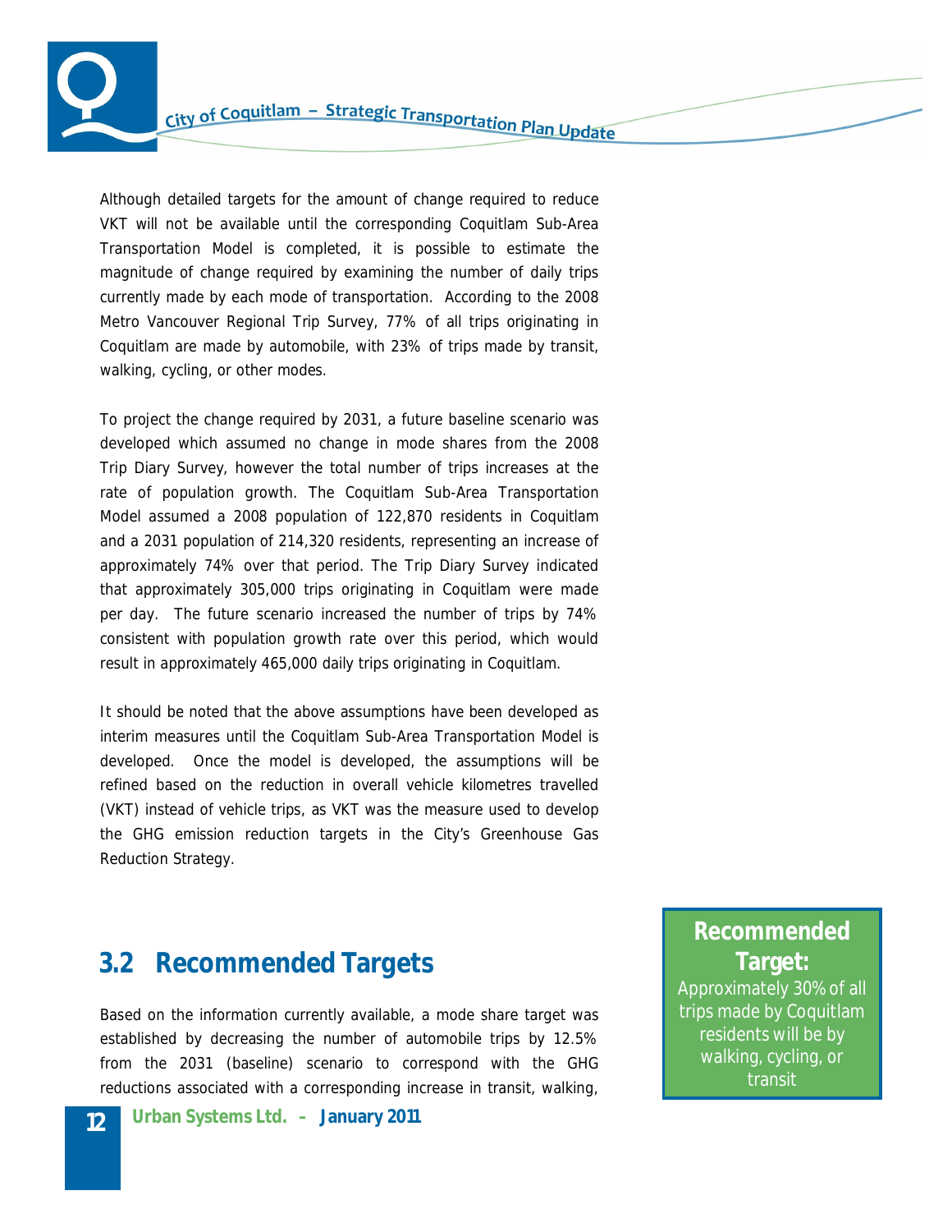Although detailed targets for the amount of change required to reduce VKT will not be available until the corresponding Coquitlam Sub-Area Transportation Model is completed, it is possible to estimate the magnitude of change required by examining the number of daily trips currently made by each mode of transportation. According to the 2008 Metro Vancouver Regional Trip Survey, 77% of all trips originating in Coquitlam are made by automobile, with 23% of trips made by transit, walking, cycling, or other modes.

To project the change required by 2031, a future baseline scenario was developed which assumed no change in mode shares from the 2008 Trip Diary Survey, however the total number of trips increases at the rate of population growth. The Coquitlam Sub-Area Transportation Model assumed a 2008 population of 122,870 residents in Coquitlam and a 2031 population of 214,320 residents, representing an increase of approximately 74% over that period. The Trip Diary Survey indicated that approximately 305,000 trips originating in Coquitlam were made per day. The future scenario increased the number of trips by 74% consistent with population growth rate over this period, which would result in approximately 465,000 daily trips originating in Coquitlam.

It should be noted that the above assumptions have been developed as interim measures until the Coquitlam Sub-Area Transportation Model is developed. Once the model is developed, the assumptions will be refined based on the reduction in overall vehicle kilometres travelled (VKT) instead of vehicle trips, as VKT was the measure used to develop the GHG emission reduction targets in the City's Greenhouse Gas Reduction Strategy.

## 3.2 Recommended Targets

**Recommended Target:**
Approximately 30% of all trips made by Coquitlam residents will be by walking, cycling, or transit

Based on the information currently available, a mode share target was established by decreasing the number of automobile trips by 12.5% from the 2031 (baseline) scenario to correspond with the GHG reductions associated with a corresponding increase in transit, walking,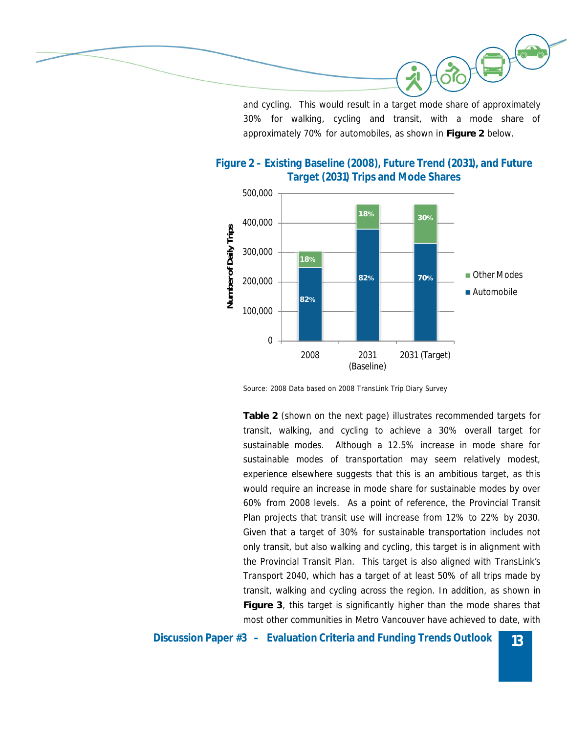and cycling. This would result in a target mode share of approximately 30% for walking, cycling and transit, with a mode share of approximately 70% for automobiles, as shown in **Figure 2** below.

**Figure 2 – Existing Baseline (2008), Future Trend (2031), and Future Target (2031) Trips and Mode Shares**

Number of Daily Trips

500,000
400,000
300,000
200,000
100,000
0

2008: 18%, 82%
2031 (Baseline): 18%, 82%
2031 (Target): 30%, 70%

Other Modes
Automobile

Source: 2008 Data based on 2008 TransLink Trip Diary Survey

**Table 2** (shown on the next page) illustrates recommended targets for transit, walking, and cycling to achieve a 30% overall target for sustainable modes. Although a 12.5% increase in mode share for sustainable modes of transportation may seem relatively modest, experience elsewhere suggests that this is an ambitious target, as this would require an increase in mode share for sustainable modes by over 60% from 2008 levels. As a point of reference, the Provincial Transit Plan projects that transit use will increase from 12% to 22% by 2030. Given that a target of 30% for sustainable transportation includes not only transit, but also walking and cycling, this target is in alignment with the Provincial Transit Plan. This target is also aligned with TransLink's Transport 2040, which has a target of at least 50% of all trips made by transit, walking and cycling across the region. In addition, as shown in **Figure 3**, this target is significantly higher than the mode shares that most other communities in Metro Vancouver have achieved to date, with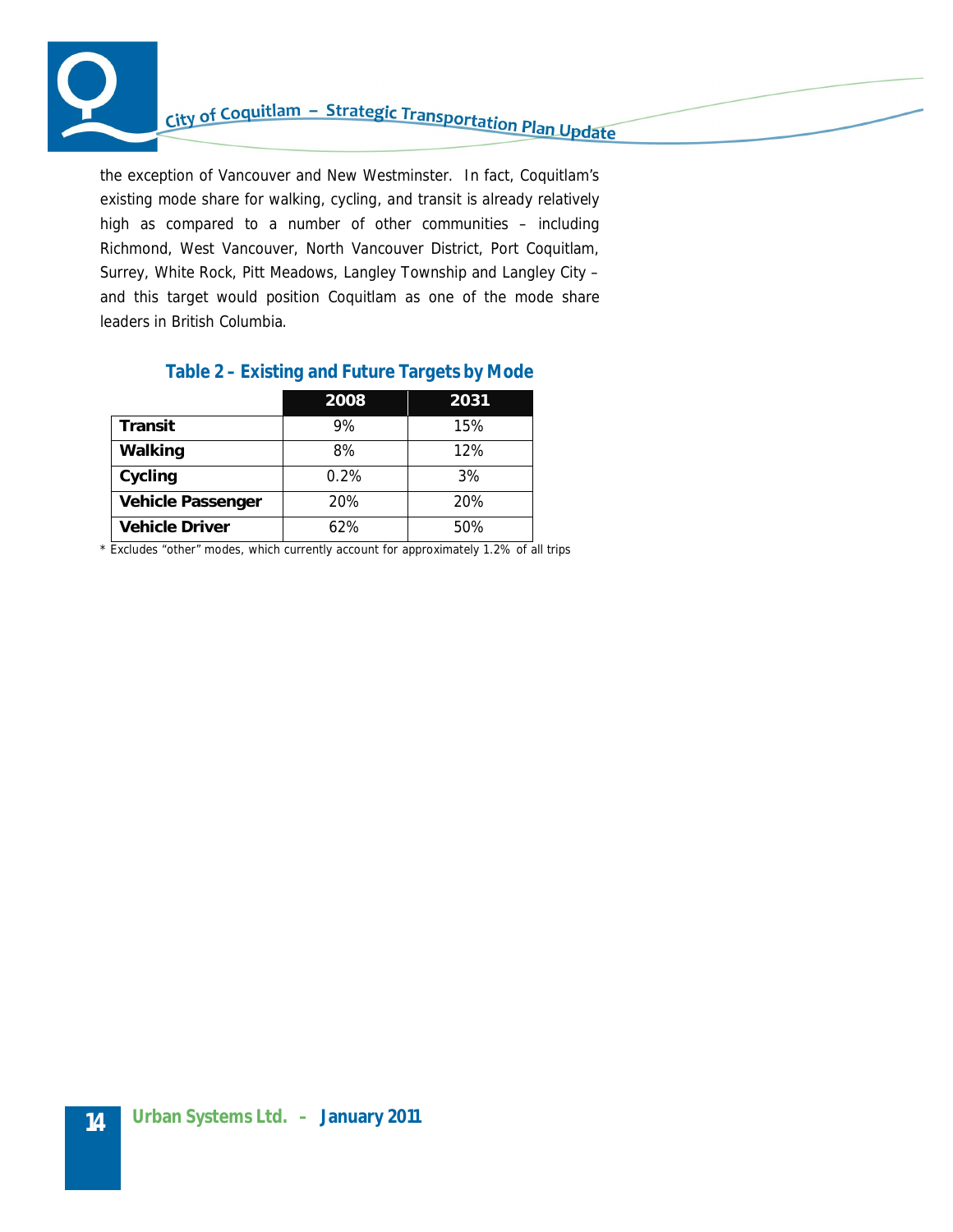the exception of Vancouver and New Westminster. In fact, Coquitlam's existing mode share for walking, cycling, and transit is already relatively high as compared to a number of other communities – including Richmond, West Vancouver, North Vancouver District, Port Coquitlam, Surrey, White Rock, Pitt Meadows, Langley Township and Langley City – and this target would position Coquitlam as one of the mode share leaders in British Columbia.

### Table 2 – Existing and Future Targets by Mode

| | 2008 | 2031 |
|---|---|---|
| **Transit** | 9% | 15% |
| **Walking** | 8% | 12% |
| **Cycling** | 0.2% | 3% |
| **Vehicle Passenger** | 20% | 20% |
| **Vehicle Driver** | 62% | 50% |

* Excludes "other" modes, which currently account for approximately 1.2% of all trips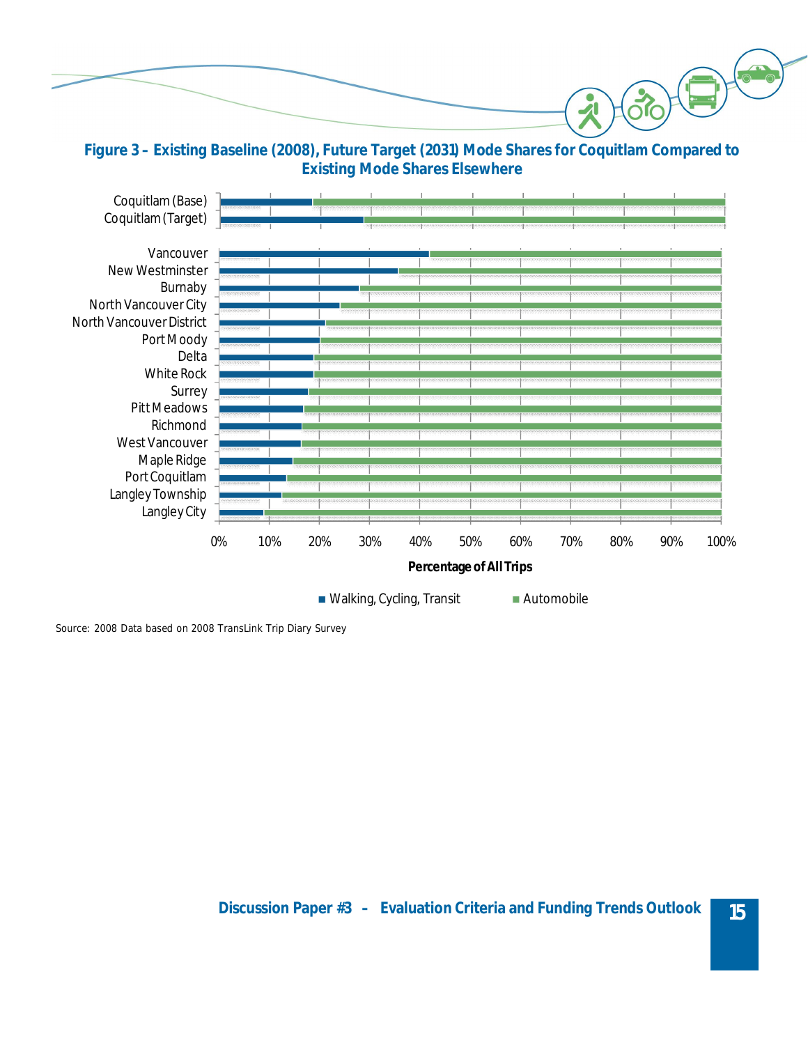**Figure 3 – Existing Baseline (2008), Future Target (2031) Mode Shares for Coquitlam Compared to Existing Mode Shares Elsewhere**

Coquitlam (Base)
Coquitlam (Target)
Vancouver
New Westminster
Burnaby
North Vancouver City
North Vancouver District
Port Moody
Delta
White Rock
Surrey
Pitt Meadows
Richmond
West Vancouver
Maple Ridge
Port Coquitlam
Langley Township
Langley City

0% 10% 20% 30% 40% 50% 60% 70% 80% 90% 100%

Percentage of All Trips

Walking, Cycling, Transit
Automobile

Source: 2008 Data based on 2008 TransLink Trip Diary Survey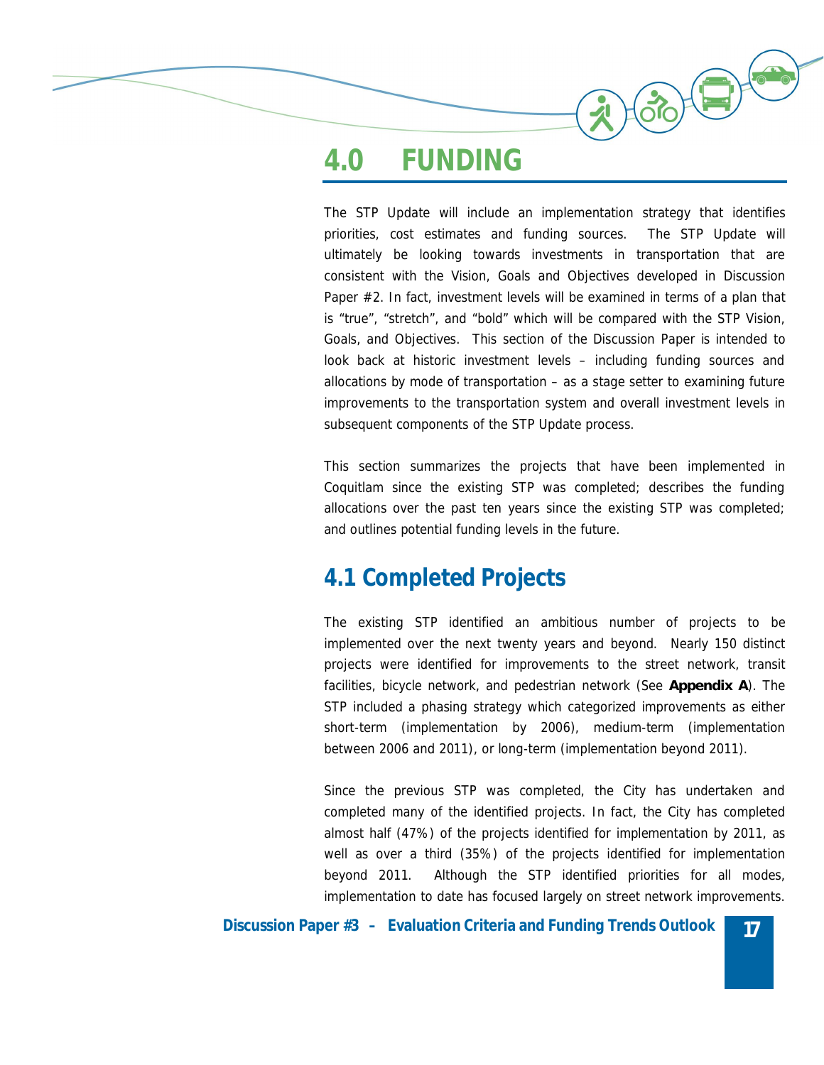# 4.0 FUNDING

The STP Update will include an implementation strategy that identifies priorities, cost estimates and funding sources. The STP Update will ultimately be looking towards investments in transportation that are consistent with the Vision, Goals and Objectives developed in Discussion Paper #2. In fact, investment levels will be examined in terms of a plan that is "true", "stretch", and "bold" which will be compared with the STP Vision, Goals, and Objectives. This section of the Discussion Paper is intended to look back at historic investment levels – including funding sources and allocations by mode of transportation – as a stage setter to examining future improvements to the transportation system and overall investment levels in subsequent components of the STP Update process.

This section summarizes the projects that have been implemented in Coquitlam since the existing STP was completed; describes the funding allocations over the past ten years since the existing STP was completed; and outlines potential funding levels in the future.

## 4.1 Completed Projects

The existing STP identified an ambitious number of projects to be implemented over the next twenty years and beyond. Nearly 150 distinct projects were identified for improvements to the street network, transit facilities, bicycle network, and pedestrian network (See **Appendix A**). The STP included a phasing strategy which categorized improvements as either short-term (implementation by 2006), medium-term (implementation between 2006 and 2011), or long-term (implementation beyond 2011).

Since the previous STP was completed, the City has undertaken and completed many of the identified projects. In fact, the City has completed almost half (47%) of the projects identified for implementation by 2011, as well as over a third (35%) of the projects identified for implementation beyond 2011. Although the STP identified priorities for all modes, implementation to date has focused largely on street network improvements.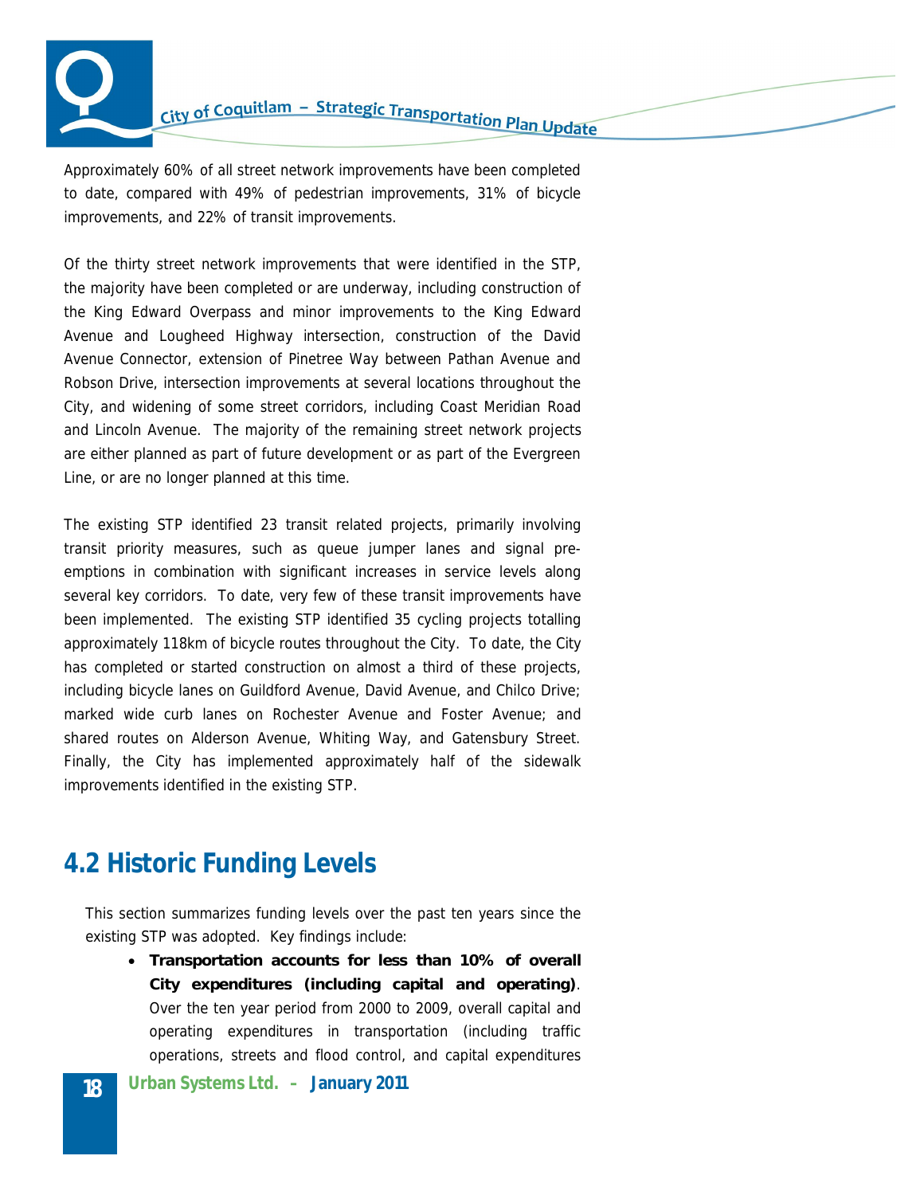Approximately 60% of all street network improvements have been completed to date, compared with 49% of pedestrian improvements, 31% of bicycle improvements, and 22% of transit improvements.

Of the thirty street network improvements that were identified in the STP, the majority have been completed or are underway, including construction of the King Edward Overpass and minor improvements to the King Edward Avenue and Lougheed Highway intersection, construction of the David Avenue Connector, extension of Pinetree Way between Pathan Avenue and Robson Drive, intersection improvements at several locations throughout the City, and widening of some street corridors, including Coast Meridian Road and Lincoln Avenue. The majority of the remaining street network projects are either planned as part of future development or as part of the Evergreen Line, or are no longer planned at this time.

The existing STP identified 23 transit related projects, primarily involving transit priority measures, such as queue jumper lanes and signal pre-emptions in combination with significant increases in service levels along several key corridors. To date, very few of these transit improvements have been implemented. The existing STP identified 35 cycling projects totalling approximately 118km of bicycle routes throughout the City. To date, the City has completed or started construction on almost a third of these projects, including bicycle lanes on Guildford Avenue, David Avenue, and Chilco Drive; marked wide curb lanes on Rochester Avenue and Foster Avenue; and shared routes on Alderson Avenue, Whiting Way, and Gatensbury Street. Finally, the City has implemented approximately half of the sidewalk improvements identified in the existing STP.

## 4.2 Historic Funding Levels

This section summarizes funding levels over the past ten years since the existing STP was adopted. Key findings include:

- **Transportation accounts for less than 10% of overall City expenditures (including capital and operating)**. Over the ten year period from 2000 to 2009, overall capital and operating expenditures in transportation (including traffic operations, streets and flood control, and capital expenditures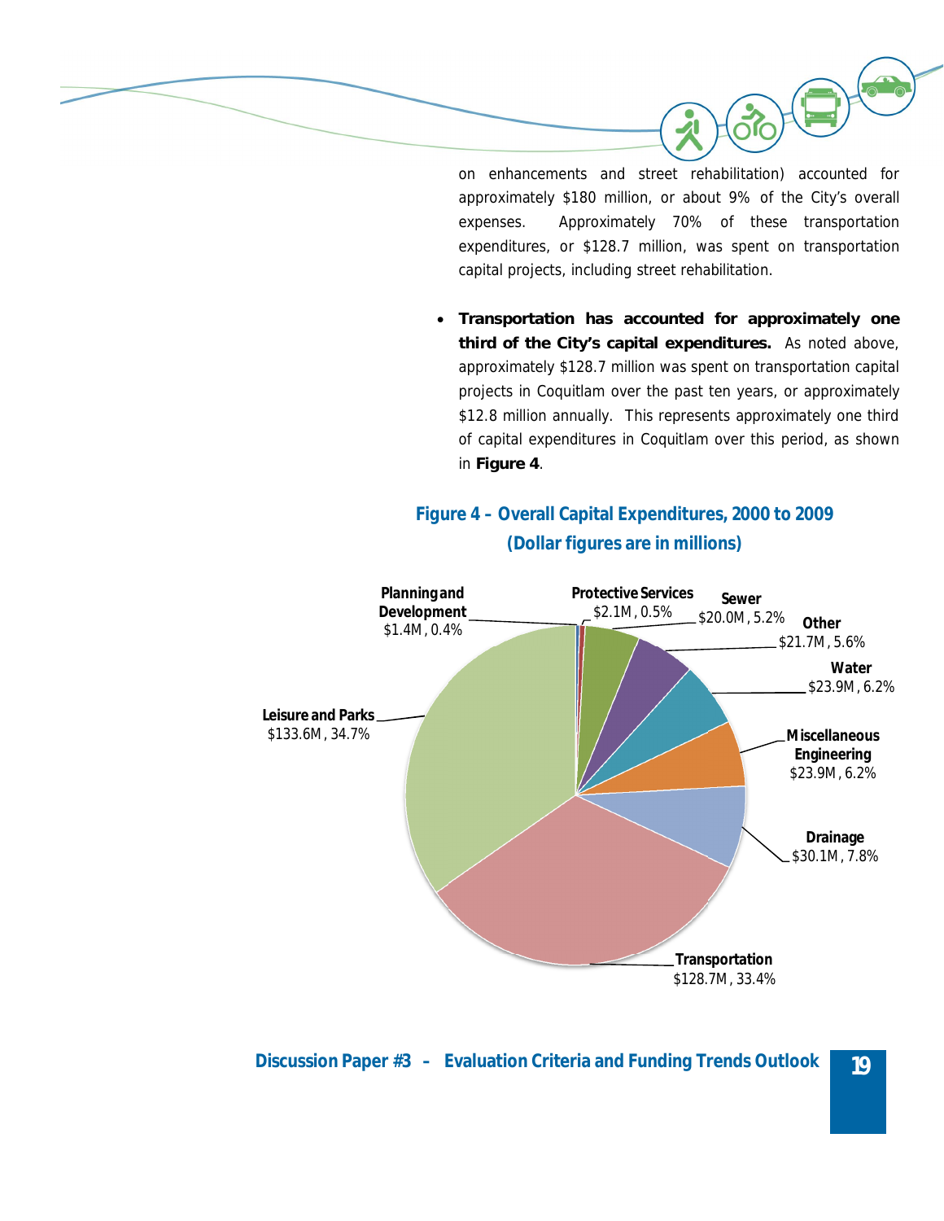on enhancements and street rehabilitation) accounted for approximately $180 million, or about 9% of the City's overall expenses. Approximately 70% of these transportation expenditures, or $128.7 million, was spent on transportation capital projects, including street rehabilitation.

- **Transportation has accounted for approximately one third of the City's capital expenditures.** As noted above, approximately $128.7 million was spent on transportation capital projects in Coquitlam over the past ten years, or approximately $12.8 million annually. This represents approximately one third of capital expenditures in Coquitlam over this period, as shown in **Figure 4**.

**Figure 4 – Overall Capital Expenditures, 2000 to 2009**
**(Dollar figures are in millions)**

Planning and Development $1.4M, 0.4%
Protective Services $2.1M, 0.5%
Sewer $20.0M, 5.2%
Other $21.7M, 5.6%
Water $23.9M, 6.2%
Miscellaneous Engineering $23.9M, 6.2%
Drainage $30.1M, 7.8%
Transportation $128.7M, 33.4%
Leisure and Parks $133.6M, 34.7%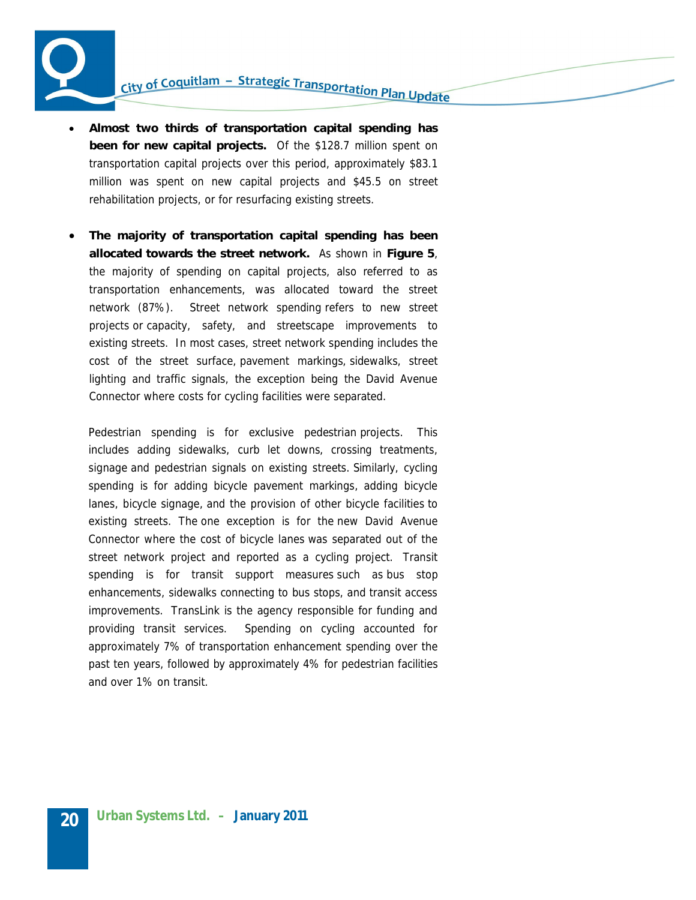- **Almost two thirds of transportation capital spending has been for new capital projects.** Of the $128.7 million spent on transportation capital projects over this period, approximately $83.1 million was spent on new capital projects and $45.5 on street rehabilitation projects, or for resurfacing existing streets.

- **The majority of transportation capital spending has been allocated towards the street network.** As shown in **Figure 5**, the majority of spending on capital projects, also referred to as transportation enhancements, was allocated toward the street network (87%). Street network spending refers to new street projects or capacity, safety, and streetscape improvements to existing streets. In most cases, street network spending includes the cost of the street surface, pavement markings, sidewalks, street lighting and traffic signals, the exception being the David Avenue Connector where costs for cycling facilities were separated.

  Pedestrian spending is for exclusive pedestrian projects. This includes adding sidewalks, curb let downs, crossing treatments, signage and pedestrian signals on existing streets. Similarly, cycling spending is for adding bicycle pavement markings, adding bicycle lanes, bicycle signage, and the provision of other bicycle facilities to existing streets. The one exception is for the new David Avenue Connector where the cost of bicycle lanes was separated out of the street network project and reported as a cycling project. Transit spending is for transit support measures such as bus stop enhancements, sidewalks connecting to bus stops, and transit access improvements. TransLink is the agency responsible for funding and providing transit services. Spending on cycling accounted for approximately 7% of transportation enhancement spending over the past ten years, followed by approximately 4% for pedestrian facilities and over 1% on transit.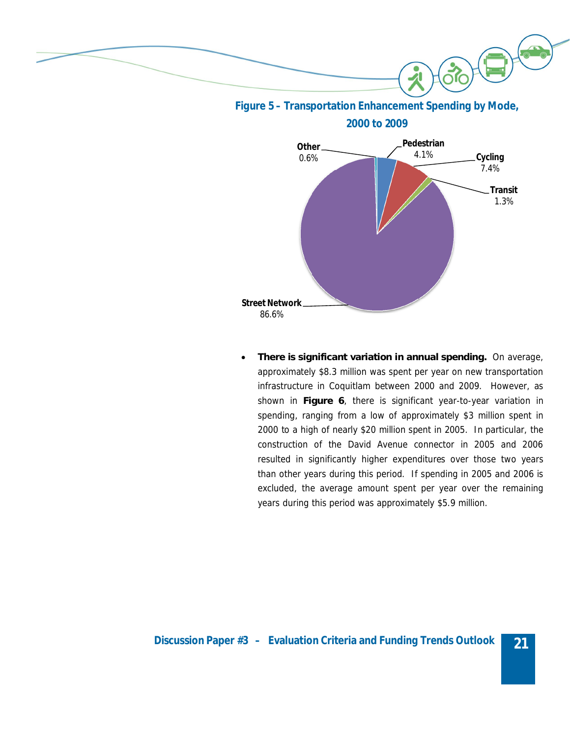**Figure 5 – Transportation Enhancement Spending by Mode, 2000 to 2009**

Other
0.6%

Pedestrian
4.1%

Cycling
7.4%

Transit
1.3%

Street Network
86.6%

- **There is significant variation in annual spending.** On average, approximately $8.3 million was spent per year on new transportation infrastructure in Coquitlam between 2000 and 2009. However, as shown in **Figure 6**, there is significant year-to-year variation in spending, ranging from a low of approximately $3 million spent in 2000 to a high of nearly $20 million spent in 2005. In particular, the construction of the David Avenue connector in 2005 and 2006 resulted in significantly higher expenditures over those two years than other years during this period. If spending in 2005 and 2006 is excluded, the average amount spent per year over the remaining years during this period was approximately $5.9 million.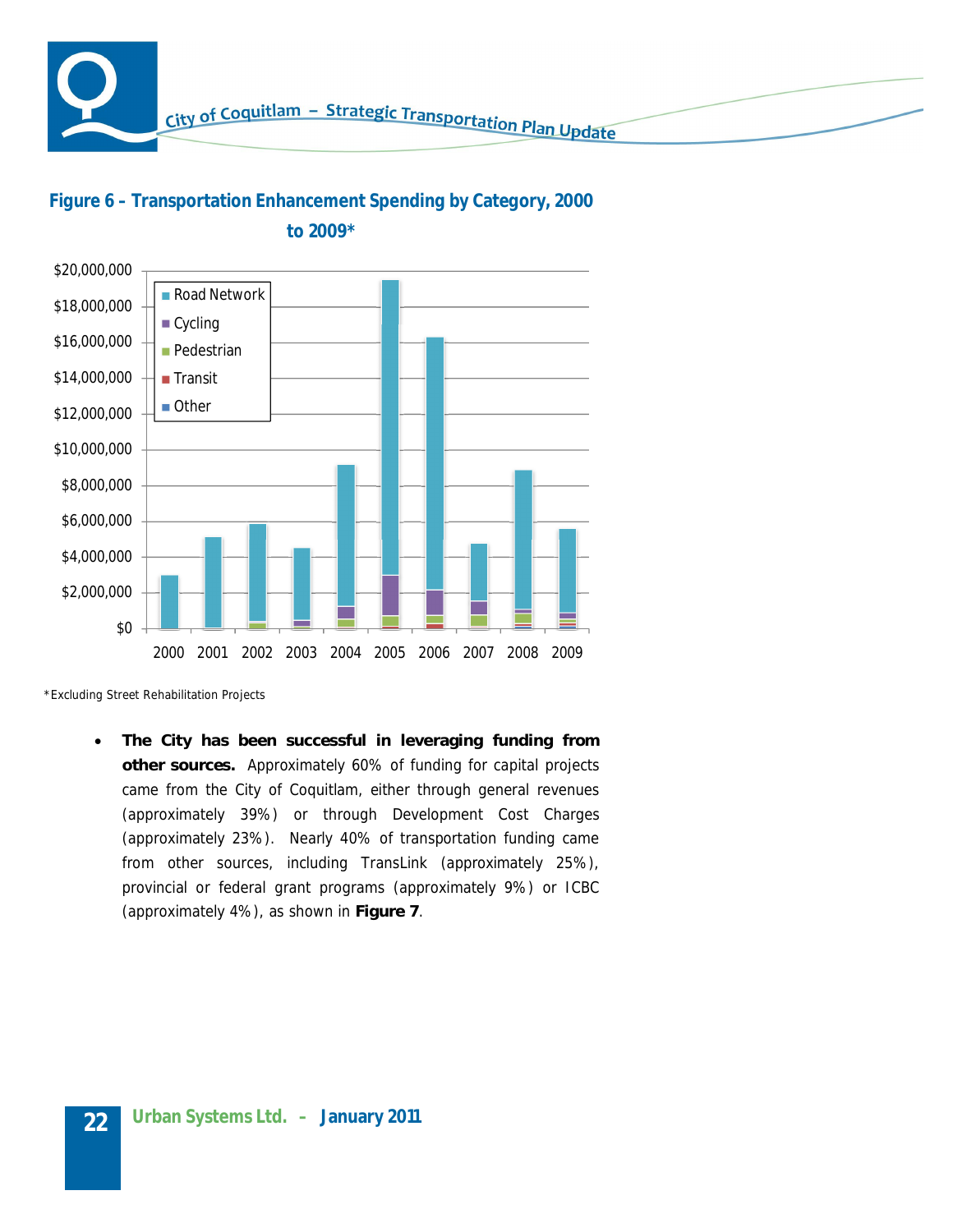## Figure 6 – Transportation Enhancement Spending by Category, 2000 to 2009*

$20,000,000
$18,000,000
$16,000,000
$14,000,000
$12,000,000
$10,000,000
$8,000,000
$6,000,000
$4,000,000
$2,000,000
$0

2000 2001 2002 2003 2004 2005 2006 2007 2008 2009

Road Network
Cycling
Pedestrian
Transit
Other

*Excluding Street Rehabilitation Projects

- **The City has been successful in leveraging funding from other sources.** Approximately 60% of funding for capital projects came from the City of Coquitlam, either through general revenues (approximately 39%) or through Development Cost Charges (approximately 23%). Nearly 40% of transportation funding came from other sources, including TransLink (approximately 25%), provincial or federal grant programs (approximately 9%) or ICBC (approximately 4%), as shown in **Figure 7**.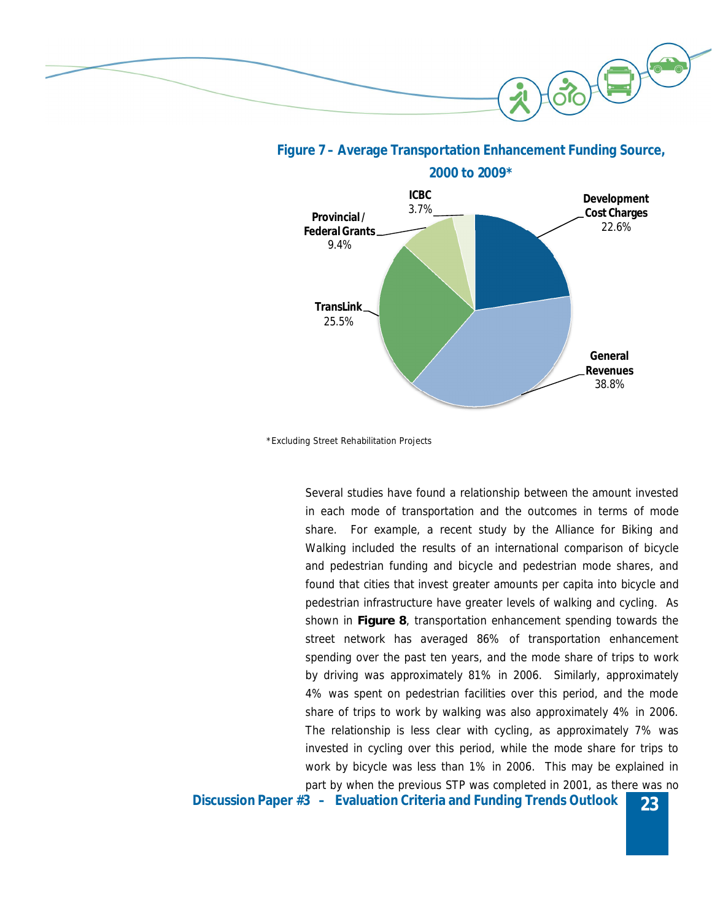**Figure 7 – Average Transportation Enhancement Funding Source, 2000 to 2009***

ICBC
3.7%

Provincial / Federal Grants
9.4%

Development Cost Charges
22.6%

TransLink
25.5%

General Revenues
38.8%

*Excluding Street Rehabilitation Projects

Several studies have found a relationship between the amount invested in each mode of transportation and the outcomes in terms of mode share. For example, a recent study by the Alliance for Biking and Walking included the results of an international comparison of bicycle and pedestrian funding and bicycle and pedestrian mode shares, and found that cities that invest greater amounts per capita into bicycle and pedestrian infrastructure have greater levels of walking and cycling. As shown in **Figure 8**, transportation enhancement spending towards the street network has averaged 86% of transportation enhancement spending over the past ten years, and the mode share of trips to work by driving was approximately 81% in 2006. Similarly, approximately 4% was spent on pedestrian facilities over this period, and the mode share of trips to work by walking was also approximately 4% in 2006. The relationship is less clear with cycling, as approximately 7% was invested in cycling over this period, while the mode share for trips to work by bicycle was less than 1% in 2006. This may be explained in part by when the previous STP was completed in 2001, as there was no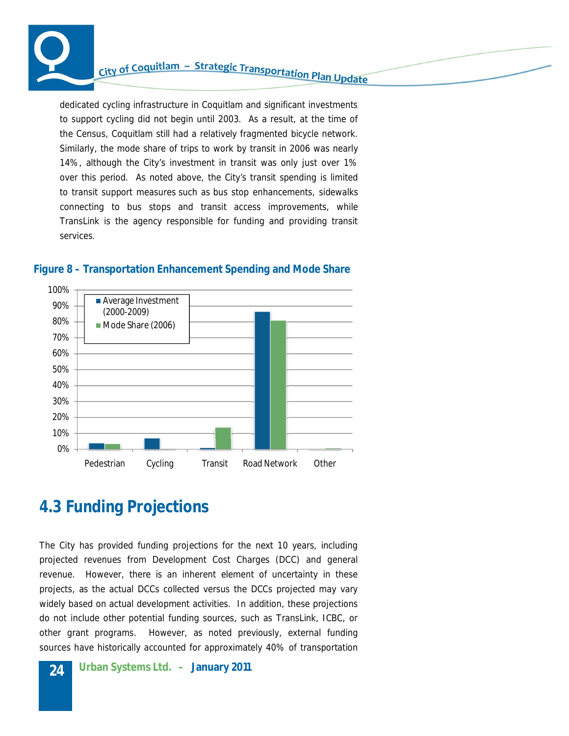dedicated cycling infrastructure in Coquitlam and significant investments to support cycling did not begin until 2003. As a result, at the time of the Census, Coquitlam still had a relatively fragmented bicycle network. Similarly, the mode share of trips to work by transit in 2006 was nearly 14%, although the City's investment in transit was only just over 1% over this period. As noted above, the City's transit spending is limited to transit support measures such as bus stop enhancements, sidewalks connecting to bus stops and transit access improvements, while TransLink is the agency responsible for funding and providing transit services.

**Figure 8 – Transportation Enhancement Spending and Mode Share**

100%
90%
80%
70%
60%
50%
40%
30%
20%
10%
0%

Average Investment (2000-2009)
Mode Share (2006)

Pedestrian
Cycling
Transit
Road Network
Other

## 4.3 Funding Projections

The City has provided funding projections for the next 10 years, including projected revenues from Development Cost Charges (DCC) and general revenue. However, there is an inherent element of uncertainty in these projects, as the actual DCCs collected versus the DCCs projected may vary widely based on actual development activities. In addition, these projections do not include other potential funding sources, such as TransLink, ICBC, or other grant programs. However, as noted previously, external funding sources have historically accounted for approximately 40% of transportation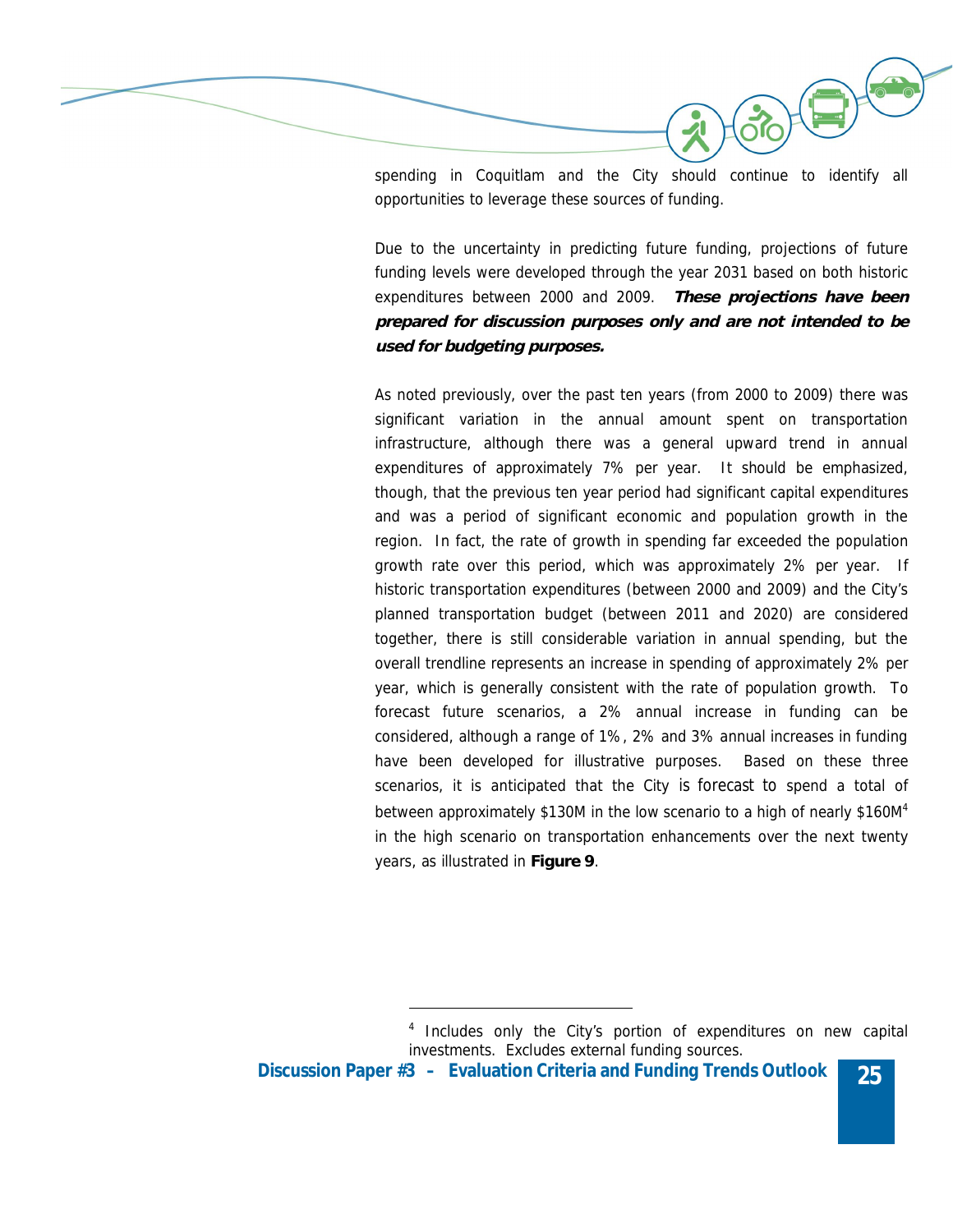spending in Coquitlam and the City should continue to identify all opportunities to leverage these sources of funding.

Due to the uncertainty in predicting future funding, projections of future funding levels were developed through the year 2031 based on both historic expenditures between 2000 and 2009. ***These projections have been prepared for discussion purposes only and are not intended to be used for budgeting purposes.***

As noted previously, over the past ten years (from 2000 to 2009) there was significant variation in the annual amount spent on transportation infrastructure, although there was a general upward trend in annual expenditures of approximately 7% per year. It should be emphasized, though, that the previous ten year period had significant capital expenditures and was a period of significant economic and population growth in the region. In fact, the rate of growth in spending far exceeded the population growth rate over this period, which was approximately 2% per year. If historic transportation expenditures (between 2000 and 2009) and the City's planned transportation budget (between 2011 and 2020) are considered together, there is still considerable variation in annual spending, but the overall trendline represents an increase in spending of approximately 2% per year, which is generally consistent with the rate of population growth. To forecast future scenarios, a 2% annual increase in funding can be considered, although a range of 1%, 2% and 3% annual increases in funding have been developed for illustrative purposes. Based on these three scenarios, it is anticipated that the City is forecast to spend a total of between approximately \$130M in the low scenario to a high of nearly \$160M[4] in the high scenario on transportation enhancements over the next twenty years, as illustrated in **Figure 9**.

[4] Includes only the City's portion of expenditures on new capital investments. Excludes external funding sources.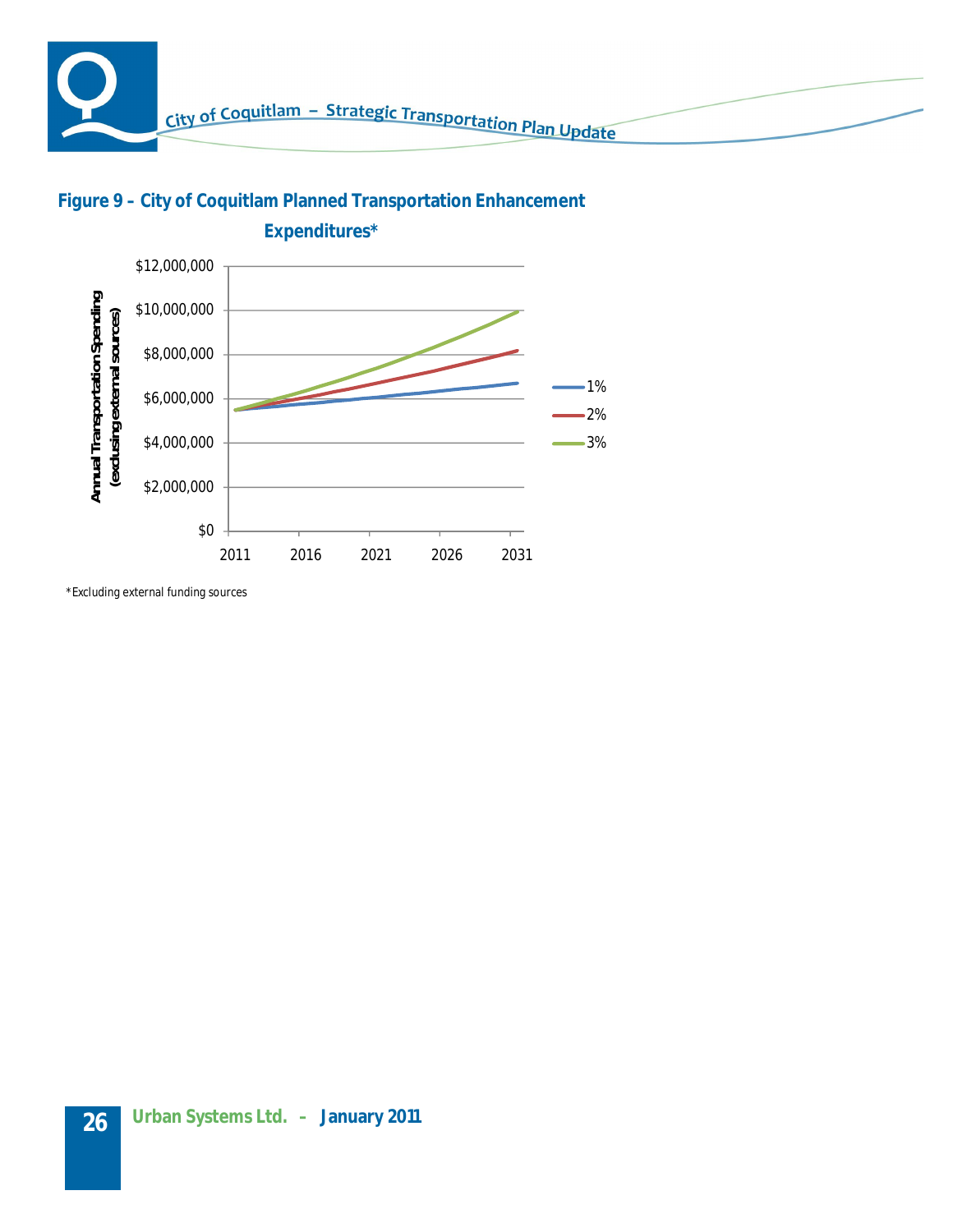**Figure 9 – City of Coquitlam Planned Transportation Enhancement Expenditures***

Annual Transportation Spending (excluding external sources)

$12,000,000
$10,000,000
$8,000,000
$6,000,000
$4,000,000
$2,000,000
$0

2011
2016
2021
2026
2031

1%
2%
3%

*Excluding external funding sources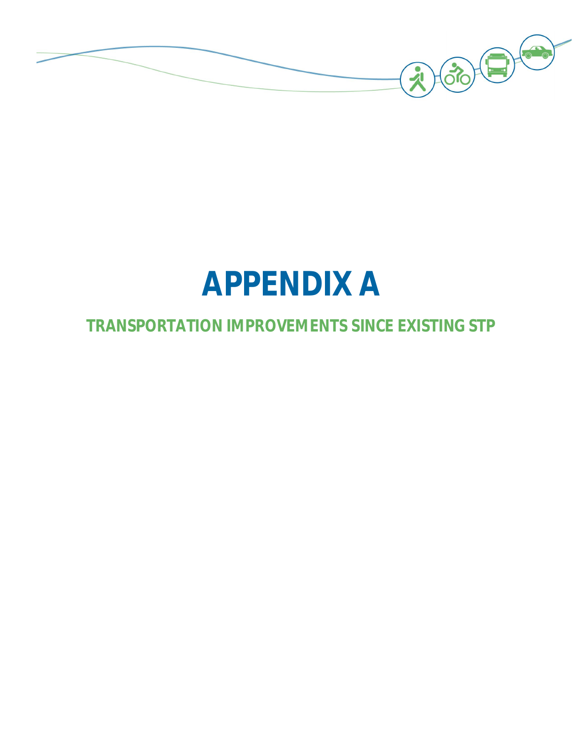# APPENDIX A

## TRANSPORTATION IMPROVEMENTS SINCE EXISTING STP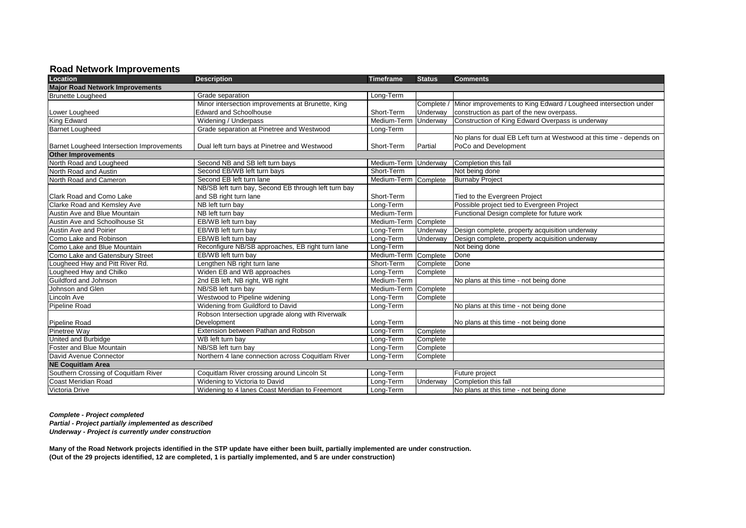## Road Network Improvements

| Location | Description | Timeframe | Status | Comments |
|---|---|---|---|---|
| **Major Road Network Improvements** | | | | |
| Brunette Lougheed | Grade separation | Long-Term | | |
| Lower Lougheed | Minor intersection improvements at Brunette, King Edward and Schoolhouse | Short-Term | Complete / Underway | Minor improvements to King Edward / Lougheed intersection under construction as part of the new overpass. |
| King Edward | Widening / Underpass | Medium-Term | Underway | Construction of King Edward Overpass is underway |
| Barnet Lougheed | Grade separation at Pinetree and Westwood | Long-Term | | |
| Barnet Lougheed Intersection Improvements | Dual left turn bays at Pinetree and Westwood | Short-Term | Partial | No plans for dual EB Left turn at Westwood at this time - depends on PoCo and Development |
| **Other Improvements** | | | | |
| North Road and Lougheed | Second NB and SB left turn bays | Medium-Term | Underway | Completion this fall |
| North Road and Austin | Second EB/WB left turn bays | Short-Term | | Not being done |
| North Road and Cameron | Second EB left turn lane | Medium-Term | Complete | Burnaby Project |
| Clark Road and Como Lake | NB/SB left turn bay, Second EB through left turn bay and SB right turn lane | Short-Term | | Tied to the Evergreen Project |
| Clarke Road and Kemsley Ave | NB left turn bay | Long-Term | | Possible project tied to Evergreen Project |
| Austin Ave and Blue Mountain | NB left turn bay | Medium-Term | | Functional Design complete for future work |
| Austin Ave and Schoolhouse St | EB/WB left turn bay | Medium-Term | Complete | |
| Austin Ave and Poirier | EB/WB left turn bay | Long-Term | Underway | Design complete, property acquisition underway |
| Como Lake and Robinson | EB/WB left turn bay | Long-Term | Underway | Design complete, property acquisition underway |
| Como Lake and Blue Mountain | Reconfigure NB/SB approaches, EB right turn lane | Long-Term | | Not being done |
| Como Lake and Gatensbury Street | EB/WB left turn bay | Medium-Term | Complete | Done |
| Lougheed Hwy and Pitt River Rd. | Lengthen NB right turn lane | Short-Term | Complete | Done |
| Lougheed Hwy and Chilko | Widen EB and WB approaches | Long-Term | Complete | |
| Guildford and Johnson | 2nd EB left, NB right, WB right | Medium-Term | | No plans at this time - not being done |
| Johnson and Glen | NB/SB left turn bay | Medium-Term | Complete | |
| Lincoln Ave | Westwood to Pipeline widening | Long-Term | Complete | |
| Pipeline Road | Widening from Guildford to David | Long-Term | | No plans at this time - not being done |
| Pipeline Road | Robson Intersection upgrade along with Riverwalk Development | Long-Term | | No plans at this time - not being done |
| Pinetree Way | Extension between Pathan and Robson | Long-Term | Complete | |
| United and Burbidge | WB left turn bay | Long-Term | Complete | |
| Foster and Blue Mountain | NB/SB left turn bay | Long-Term | Complete | |
| David Avenue Connector | Northern 4 lane connection across Coquitlam River | Long-Term | Complete | |
| **NE Coquitlam Area** | | | | |
| Southern Crossing of Coquitlam River | Coquitlam River crossing around Lincoln St | Long-Term | | Future project |
| Coast Meridian Road | Widening to Victoria to David | Long-Term | Underway | Completion this fall |
| Victoria Drive | Widening to 4 lanes Coast Meridian to Freemont | Long-Term | | No plans at this time - not being done |

***Complete - Project completed***
***Partial - Project partially implemented as described***
***Underway - Project is currently under construction***

**Many of the Road Network projects identified in the STP update have either been built, partially implemented are under construction.**
**(Out of the 29 projects identified, 12 are completed, 1 is partially implemented, and 5 are under construction)**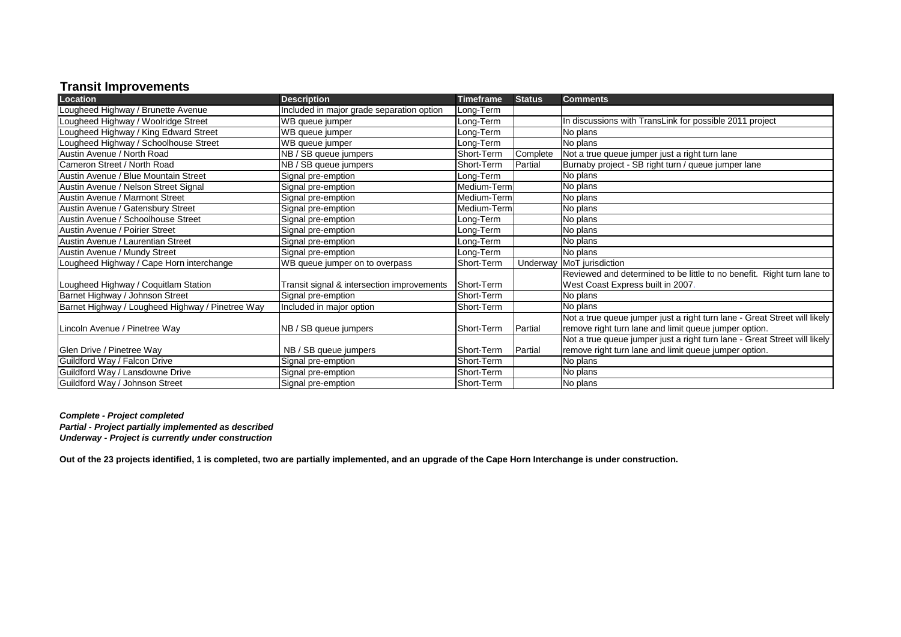## Transit Improvements

| Location | Description | Timeframe | Status | Comments |
|---|---|---|---|---|
| Lougheed Highway / Brunette Avenue | Included in major grade separation option | Long-Term | | |
| Lougheed Highway / Woolridge Street | WB queue jumper | Long-Term | | In discussions with TransLink for possible 2011 project |
| Lougheed Highway / King Edward Street | WB queue jumper | Long-Term | | No plans |
| Lougheed Highway / Schoolhouse Street | WB queue jumper | Long-Term | | No plans |
| Austin Avenue / North Road | NB / SB queue jumpers | Short-Term | Complete | Not a true queue jumper just a right turn lane |
| Cameron Street / North Road | NB / SB queue jumpers | Short-Term | Partial | Burnaby project - SB right turn / queue jumper lane |
| Austin Avenue / Blue Mountain Street | Signal pre-emption | Long-Term | | No plans |
| Austin Avenue / Nelson Street Signal | Signal pre-emption | Medium-Term | | No plans |
| Austin Avenue / Marmont Street | Signal pre-emption | Medium-Term | | No plans |
| Austin Avenue / Gatensbury Street | Signal pre-emption | Medium-Term | | No plans |
| Austin Avenue / Schoolhouse Street | Signal pre-emption | Long-Term | | No plans |
| Austin Avenue / Poirier Street | Signal pre-emption | Long-Term | | No plans |
| Austin Avenue / Laurentian Street | Signal pre-emption | Long-Term | | No plans |
| Austin Avenue / Mundy Street | Signal pre-emption | Long-Term | | No plans |
| Lougheed Highway / Cape Horn interchange | WB queue jumper on to overpass | Short-Term | Underway | MoT jurisdiction |
| Lougheed Highway / Coquitlam Station | Transit signal & intersection improvements | Short-Term | | Reviewed and determined to be little to no benefit. Right turn lane to West Coast Express built in 2007. |
| Barnet Highway / Johnson Street | Signal pre-emption | Short-Term | | No plans |
| Barnet Highway / Lougheed Highway / Pinetree Way | Included in major option | Short-Term | | No plans |
| Lincoln Avenue / Pinetree Way | NB / SB queue jumpers | Short-Term | Partial | Not a true queue jumper just a right turn lane - Great Street will likely remove right turn lane and limit queue jumper option. |
| Glen Drive / Pinetree Way | NB / SB queue jumpers | Short-Term | Partial | Not a true queue jumper just a right turn lane - Great Street will likely remove right turn lane and limit queue jumper option. |
| Guildford Way / Falcon Drive | Signal pre-emption | Short-Term | | No plans |
| Guildford Way / Lansdowne Drive | Signal pre-emption | Short-Term | | No plans |
| Guildford Way / Johnson Street | Signal pre-emption | Short-Term | | No plans |

***Complete - Project completed***
***Partial - Project partially implemented as described***
***Underway - Project is currently under construction***

**Out of the 23 projects identified, 1 is completed, two are partially implemented, and an upgrade of the Cape Horn Interchange is under construction.**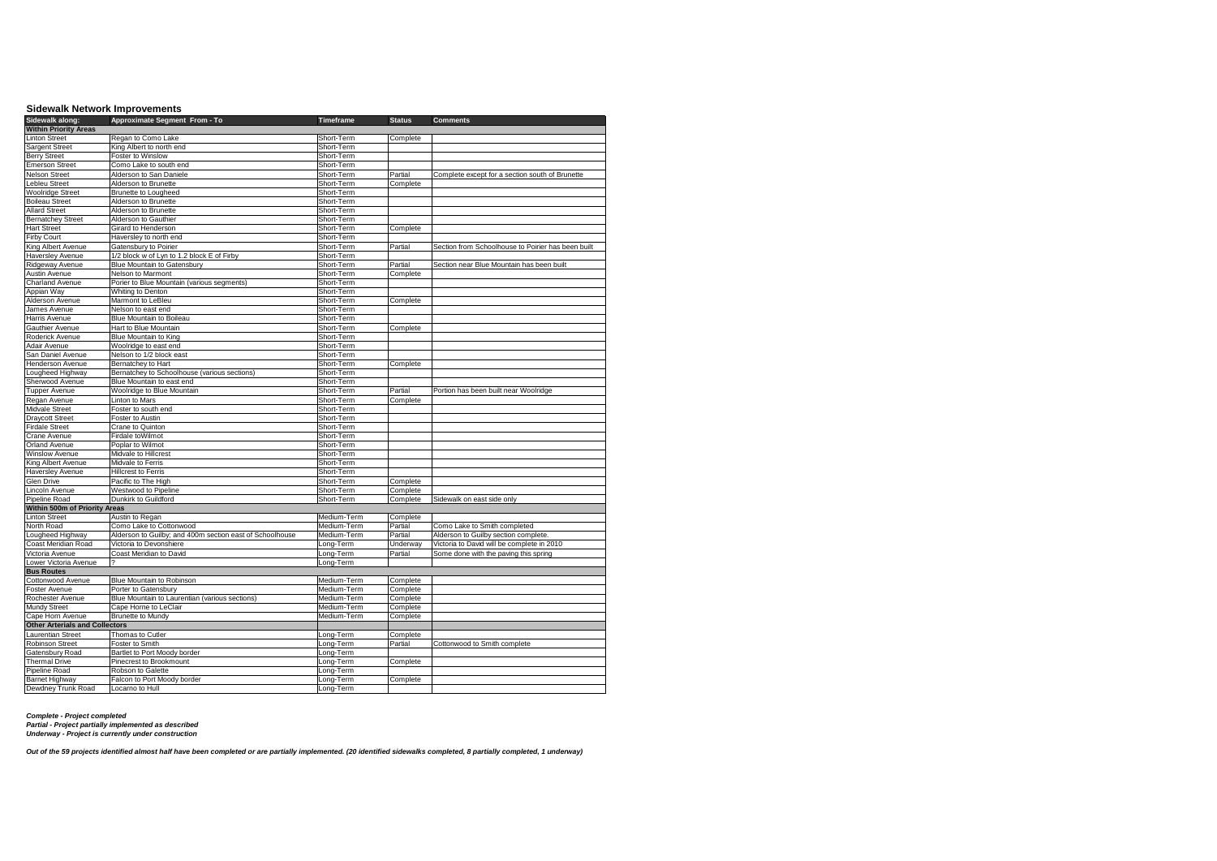## Sidewalk Network Improvements

| Sidewalk along: | Approximate Segment From - To | Timeframe | Status | Comments |
|---|---|---|---|---|
| **Within Priority Areas** | | | | |
| Linton Street | Regan to Como Lake | Short-Term | Complete | |
| Sargent Street | King Albert to north end | Short-Term | | |
| Berry Street | Foster to Winslow | Short-Term | | |
| Emerson Street | Como Lake to south end | Short-Term | | |
| Nelson Street | Alderson to San Daniele | Short-Term | Partial | Complete except for a section south of Brunette |
| Lebleu Street | Alderson to Brunette | Short-Term | Complete | |
| Woolridge Street | Brunette to Lougheed | Short-Term | | |
| Boileau Street | Alderson to Brunette | Short-Term | | |
| Allard Street | Alderson to Brunette | Short-Term | | |
| Bernatchey Street | Alderson to Gauthier | Short-Term | | |
| Hart Street | Girard to Henderson | Short-Term | Complete | |
| Firby Court | Haversley to north end | Short-Term | | |
| King Albert Avenue | Gatensbury to Poirier | Short-Term | Partial | Section from Schoolhouse to Poirier has been built |
| Haversley Avenue | 1/2 block w of Lyn to 1.2 block E of Firby | Short-Term | | |
| Ridgeway Avenue | Blue Mountain to Gatensbury | Short-Term | Partial | Section near Blue Mountain has been built |
| Austin Avenue | Nelson to Marmont | Short-Term | Complete | |
| Charland Avenue | Porier to Blue Mountain (various segments) | Short-Term | | |
| Appian Way | Whiting to Denton | Short-Term | | |
| Alderson Avenue | Marmont to LeBleu | Short-Term | Complete | |
| James Avenue | Nelson to east end | Short-Term | | |
| Harris Avenue | Blue Mountain to Boileau | Short-Term | | |
| Gauthier Avenue | Hart to Blue Mountain | Short-Term | Complete | |
| Roderick Avenue | Blue Mountain to King | Short-Term | | |
| Adair Avenue | Woolridge to east end | Short-Term | | |
| San Daniel Avenue | Nelson to 1/2 block east | Short-Term | | |
| Henderson Avenue | Bernatchey to Hart | Short-Term | Complete | |
| Lougheed Highway | Bernatchey to Schoolhouse (various sections) | Short-Term | | |
| Sherwood Avenue | Blue Mountain to east end | Short-Term | | |
| Tupper Avenue | Woolridge to Blue Mountain | Short-Term | Partial | Portion has been built near Woolridge |
| Regan Avenue | Linton to Mars | Short-Term | Complete | |
| Midvale Street | Foster to south end | Short-Term | | |
| Draycott Street | Foster to Austin | Short-Term | | |
| Firdale Street | Crane to Quinton | Short-Term | | |
| Crane Avenue | Firdale toWilmot | Short-Term | | |
| Orland Avenue | Poplar to Wilmot | Short-Term | | |
| Winslow Avenue | Midvale to Hillcrest | Short-Term | | |
| King Albert Avenue | Midvale to Ferris | Short-Term | | |
| Haversley Avenue | Hillcrest to Ferris | Short-Term | | |
| Glen Drive | Pacific to The High | Short-Term | Complete | |
| Lincoln Avenue | Westwood to Pipeline | Short-Term | Complete | |
| Pipeline Road | Dunkirk to Guildford | Short-Term | Complete | Sidewalk on east side only |
| **Within 500m of Priority Areas** | | | | |
| Linton Street | Austin to Regan | Medium-Term | Complete | |
| North Road | Como Lake to Cottonwood | Medium-Term | Partial | Como Lake to Smith completed |
| Lougheed Highway | Alderson to Guilby; and 400m section east of Schoolhouse | Medium-Term | Partial | Alderson to Guilby section complete. |
| Coast Meridian Road | Victoria to Devonshiere | Long-Term | Underway | Victoria to David will be complete in 2010 |
| Victoria Avenue | Coast Meridian to David | Long-Term | Partial | Some done with the paving this spring |
| Lower Victoria Avenue | ? | Long-Term | | |
| **Bus Routes** | | | | |
| Cottonwood Avenue | Blue Mountain to Robinson | Medium-Term | Complete | |
| Foster Avenue | Porter to Gatensbury | Medium-Term | Complete | |
| Rochester Avenue | Blue Mountain to Laurentian (various sections) | Medium-Term | Complete | |
| Mundy Street | Cape Horne to LeClair | Medium-Term | Complete | |
| Cape Horn Avenue | Brunette to Mundy | Medium-Term | Complete | |
| **Other Arterials and Collectors** | | | | |
| Laurentian Street | Thomas to Cutler | Long-Term | Complete | |
| Robinson Street | Foster to Smith | Long-Term | Partial | Cottonwood to Smith complete |
| Gatensbury Road | Bartlet to Port Moody border | Long-Term | | |
| Thermal Drive | Pinecrest to Brookmount | Long-Term | Complete | |
| Pipeline Road | Robson to Galette | Long-Term | | |
| Barnet Highway | Falcon to Port Moody border | Long-Term | Complete | |
| Dewdney Trunk Road | Locarno to Hull | Long-Term | | |

***Complete - Project completed***
***Partial - Project partially implemented as described***
***Underway - Project is currently under construction***

***Out of the 59 projects identified almost half have been completed or are partially implemented. (20 identified sidewalks completed, 8 partially completed, 1 underway)***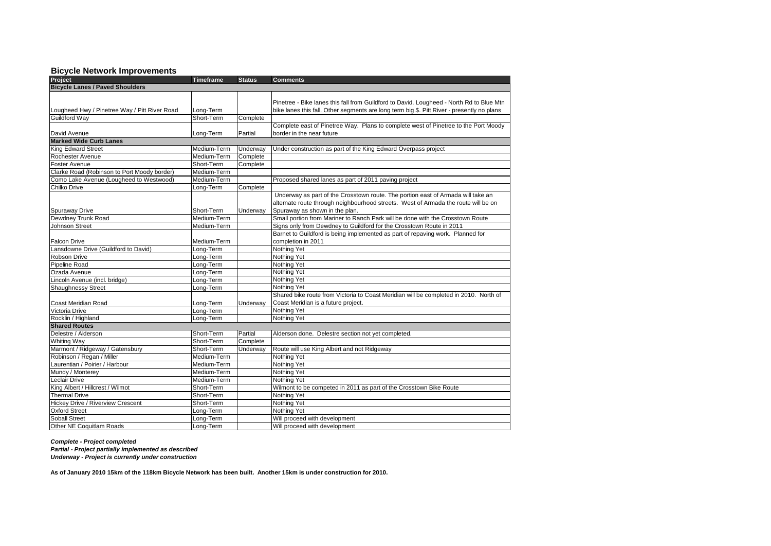## Bicycle Network Improvements

| Project | Timeframe | Status | Comments |
|---|---|---|---|
| **Bicycle Lanes / Paved Shoulders** | | | |
| Lougheed Hwy / Pinetree Way / Pitt River Road | Long-Term | | Pinetree - Bike lanes this fall from Guildford to David. Lougheed - North Rd to Blue Mtn bike lanes this fall. Other segments are long term big $. Pitt River - presently no plans |
| Guildford Way | Short-Term | Complete | |
| David Avenue | Long-Term | Partial | Complete east of Pinetree Way. Plans to complete west of Pinetree to the Port Moody border in the near future |
| **Marked Wide Curb Lanes** | | | |
| King Edward Street | Medium-Term | Underway | Under construction as part of the King Edward Overpass project |
| Rochester Avenue | Medium-Term | Complete | |
| Foster Avenue | Short-Term | Complete | |
| Clarke Road (Robinson to Port Moody border) | Medium-Term | | |
| Como Lake Avenue (Lougheed to Westwood) | Medium-Term | | Proposed shared lanes as part of 2011 paving project |
| Chilko Drive | Long-Term | Complete | |
| Spuraway Drive | Short-Term | Underway | Underway as part of the Crosstown route. The portion east of Armada will take an alternate route through neighbourhood streets. West of Armada the route will be on Spuraway as shown in the plan. |
| Dewdney Trunk Road | Medium-Term | | Small portion from Mariner to Ranch Park will be done with the Crosstown Route |
| Johnson Street | Medium-Term | | Signs only from Dewdney to Guildford for the Crosstown Route in 2011 |
| Falcon Drive | Medium-Term | | Barnet to Guildford is being implemented as part of repaving work. Planned for completion in 2011 |
| Lansdowne Drive (Guildford to David) | Long-Term | | Nothing Yet |
| Robson Drive | Long-Term | | Nothing Yet |
| Pipeline Road | Long-Term | | Nothing Yet |
| Ozada Avenue | Long-Term | | Nothing Yet |
| Lincoln Avenue (incl. bridge) | Long-Term | | Nothing Yet |
| Shaughnessy Street | Long-Term | | Nothing Yet |
| Coast Meridian Road | Long-Term | Underway | Shared bike route from Victoria to Coast Meridian will be completed in 2010. North of Coast Meridian is a future project. |
| Victoria Drive | Long-Term | | Nothing Yet |
| Rocklin / Highland | Long-Term | | Nothing Yet |
| **Shared Routes** | | | |
| Delestre / Alderson | Short-Term | Partial | Alderson done. Delestre section not yet completed. |
| Whiting Way | Short-Term | Complete | |
| Marmont / Ridgeway / Gatensbury | Short-Term | Underway | Route will use King Albert and not Ridgeway |
| Robinson / Regan / Miller | Medium-Term | | Nothing Yet |
| Laurentian / Poirier / Harbour | Medium-Term | | Nothing Yet |
| Mundy / Monterey | Medium-Term | | Nothing Yet |
| Leclair Drive | Medium-Term | | Nothing Yet |
| King Albert / Hillcrest / Wilmot | Short-Term | | Wilmont to be competed in 2011 as part of the Crosstown Bike Route |
| Thermal Drive | Short-Term | | Nothing Yet |
| Hickey Drive / Riverview Crescent | Short-Term | | Nothing Yet |
| Oxford Street | Long-Term | | Nothing Yet |
| Soball Street | Long-Term | | Will proceed with development |
| Other NE Coquitlam Roads | Long-Term | | Will proceed with development |

***Complete - Project completed***
***Partial - Project partially implemented as described***
***Underway - Project is currently under construction***

**As of January 2010 15km of the 118km Bicycle Network has been built. Another 15km is under construction for 2010.**